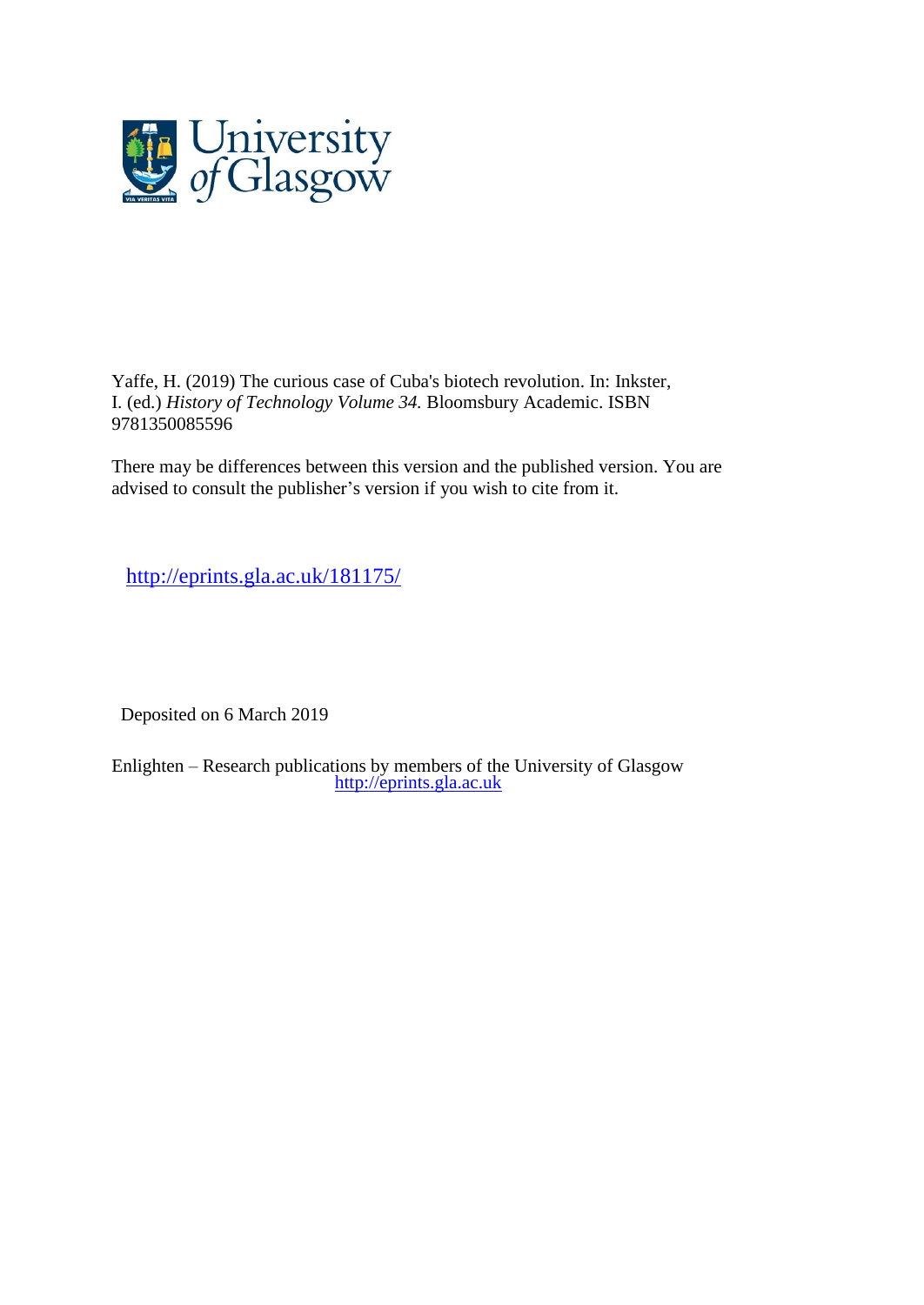University of Glasgow

Yaffe, H. (2019) The curious case of Cuba's biotech revolution. In: Inkster, I. (ed.) *History of Technology Volume 34.* Bloomsbury Academic. ISBN 9781350085596

There may be differences between this version and the published version. You are advised to consult the publisher's version if you wish to cite from it.

http://eprints.gla.ac.uk/181175/

Deposited on 6 March 2019

Enlighten – Research publications by members of the University of Glasgow
http://eprints.gla.ac.uk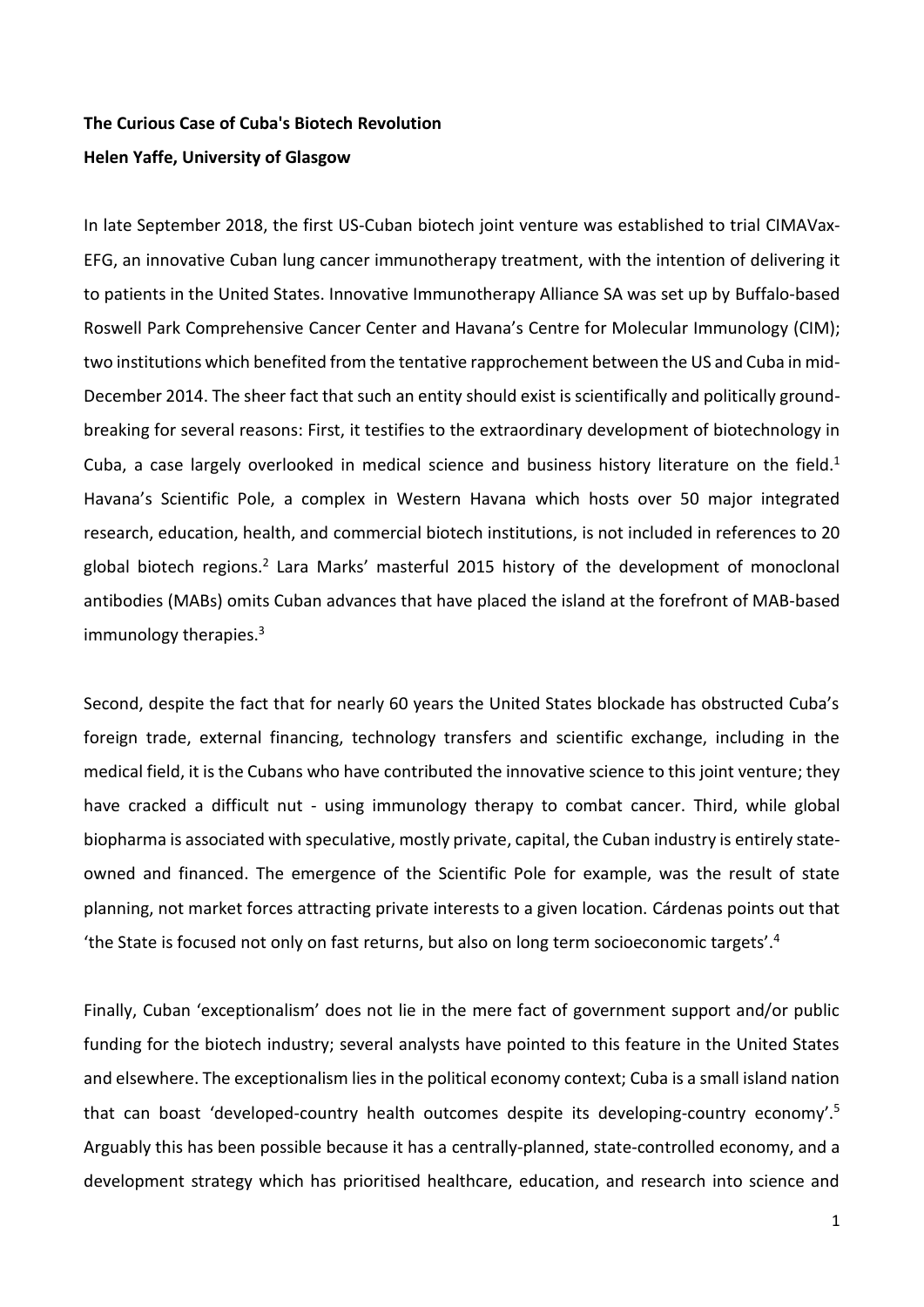**The Curious Case of Cuba's Biotech Revolution**

**Helen Yaffe, University of Glasgow**

In late September 2018, the first US-Cuban biotech joint venture was established to trial CIMAVax-EFG, an innovative Cuban lung cancer immunotherapy treatment, with the intention of delivering it to patients in the United States. Innovative Immunotherapy Alliance SA was set up by Buffalo-based Roswell Park Comprehensive Cancer Center and Havana's Centre for Molecular Immunology (CIM); two institutions which benefited from the tentative rapprochement between the US and Cuba in mid-December 2014. The sheer fact that such an entity should exist is scientifically and politically ground-breaking for several reasons: First, it testifies to the extraordinary development of biotechnology in Cuba, a case largely overlooked in medical science and business history literature on the field.[1] Havana's Scientific Pole, a complex in Western Havana which hosts over 50 major integrated research, education, health, and commercial biotech institutions, is not included in references to 20 global biotech regions.[2] Lara Marks' masterful 2015 history of the development of monoclonal antibodies (MABs) omits Cuban advances that have placed the island at the forefront of MAB-based immunology therapies.[3]

Second, despite the fact that for nearly 60 years the United States blockade has obstructed Cuba's foreign trade, external financing, technology transfers and scientific exchange, including in the medical field, it is the Cubans who have contributed the innovative science to this joint venture; they have cracked a difficult nut - using immunology therapy to combat cancer. Third, while global biopharma is associated with speculative, mostly private, capital, the Cuban industry is entirely state-owned and financed. The emergence of the Scientific Pole for example, was the result of state planning, not market forces attracting private interests to a given location. Cárdenas points out that 'the State is focused not only on fast returns, but also on long term socioeconomic targets'.[4]

Finally, Cuban 'exceptionalism' does not lie in the mere fact of government support and/or public funding for the biotech industry; several analysts have pointed to this feature in the United States and elsewhere. The exceptionalism lies in the political economy context; Cuba is a small island nation that can boast 'developed-country health outcomes despite its developing-country economy'.[5] Arguably this has been possible because it has a centrally-planned, state-controlled economy, and a development strategy which has prioritised healthcare, education, and research into science and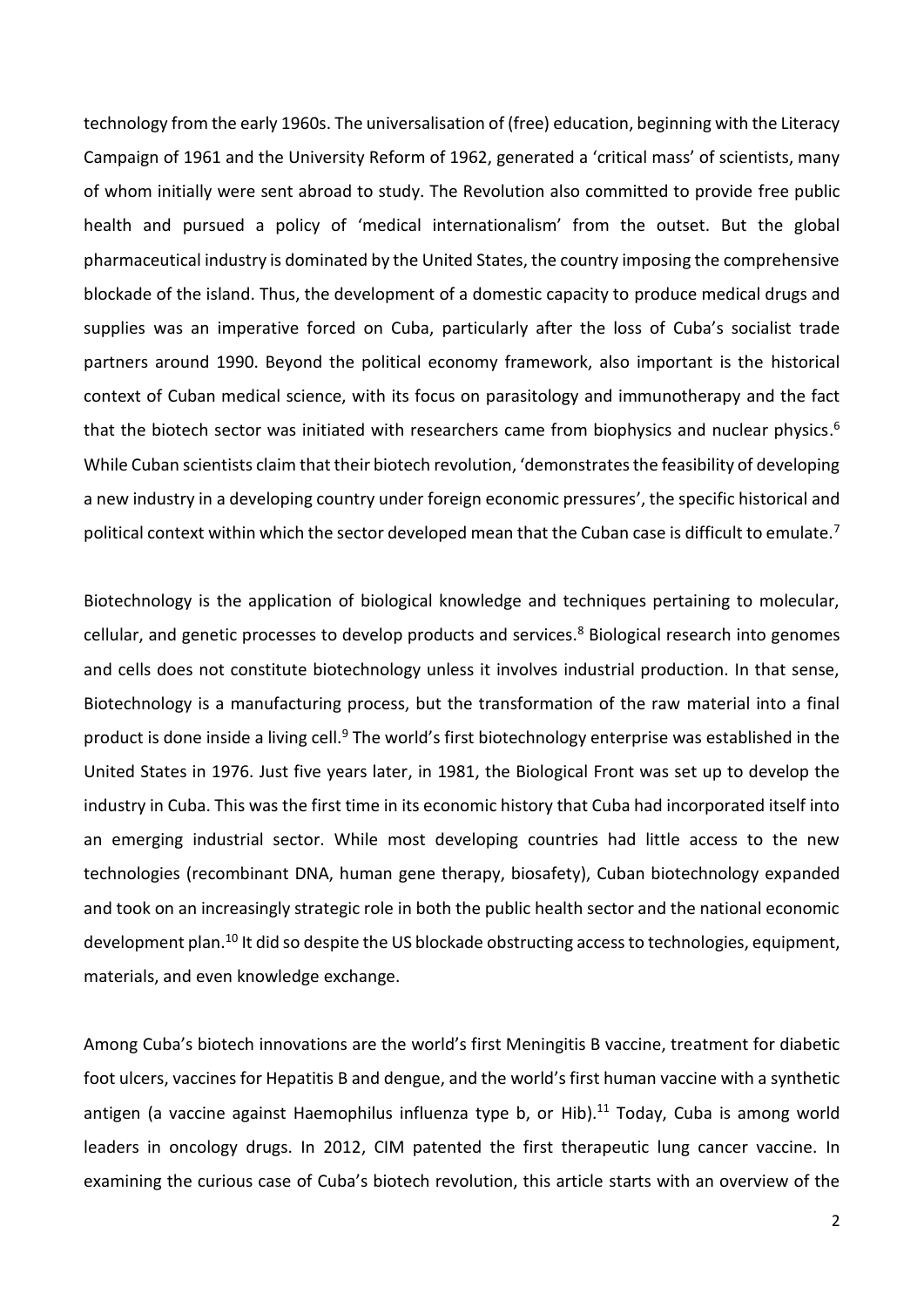technology from the early 1960s. The universalisation of (free) education, beginning with the Literacy Campaign of 1961 and the University Reform of 1962, generated a 'critical mass' of scientists, many of whom initially were sent abroad to study. The Revolution also committed to provide free public health and pursued a policy of 'medical internationalism' from the outset. But the global pharmaceutical industry is dominated by the United States, the country imposing the comprehensive blockade of the island. Thus, the development of a domestic capacity to produce medical drugs and supplies was an imperative forced on Cuba, particularly after the loss of Cuba's socialist trade partners around 1990. Beyond the political economy framework, also important is the historical context of Cuban medical science, with its focus on parasitology and immunotherapy and the fact that the biotech sector was initiated with researchers came from biophysics and nuclear physics.[6] While Cuban scientists claim that their biotech revolution, 'demonstrates the feasibility of developing a new industry in a developing country under foreign economic pressures', the specific historical and political context within which the sector developed mean that the Cuban case is difficult to emulate.[7]

Biotechnology is the application of biological knowledge and techniques pertaining to molecular, cellular, and genetic processes to develop products and services.[8] Biological research into genomes and cells does not constitute biotechnology unless it involves industrial production. In that sense, Biotechnology is a manufacturing process, but the transformation of the raw material into a final product is done inside a living cell.[9] The world's first biotechnology enterprise was established in the United States in 1976. Just five years later, in 1981, the Biological Front was set up to develop the industry in Cuba. This was the first time in its economic history that Cuba had incorporated itself into an emerging industrial sector. While most developing countries had little access to the new technologies (recombinant DNA, human gene therapy, biosafety), Cuban biotechnology expanded and took on an increasingly strategic role in both the public health sector and the national economic development plan.[10] It did so despite the US blockade obstructing access to technologies, equipment, materials, and even knowledge exchange.

Among Cuba's biotech innovations are the world's first Meningitis B vaccine, treatment for diabetic foot ulcers, vaccines for Hepatitis B and dengue, and the world's first human vaccine with a synthetic antigen (a vaccine against Haemophilus influenza type b, or Hib).[11] Today, Cuba is among world leaders in oncology drugs. In 2012, CIM patented the first therapeutic lung cancer vaccine. In examining the curious case of Cuba's biotech revolution, this article starts with an overview of the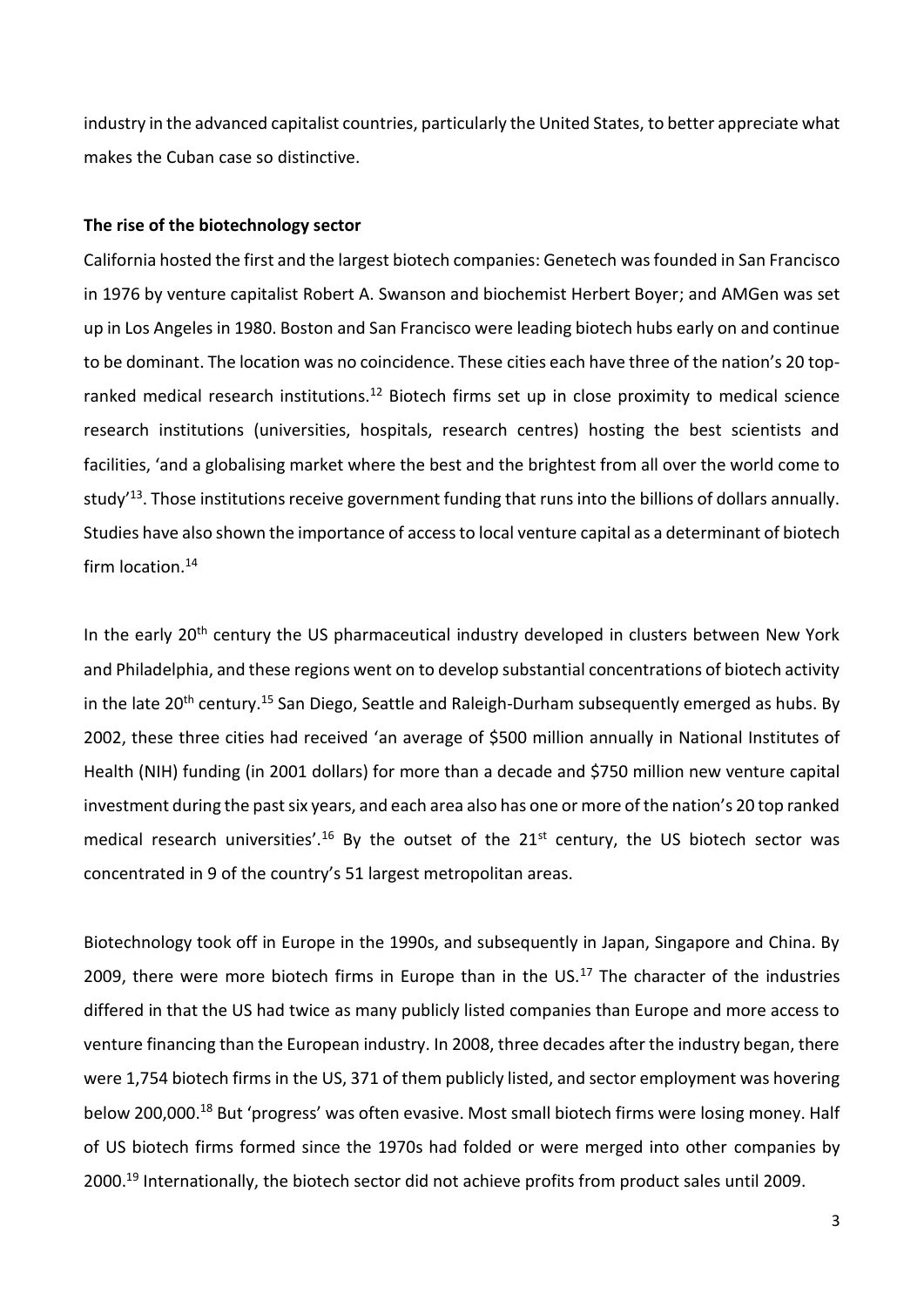industry in the advanced capitalist countries, particularly the United States, to better appreciate what makes the Cuban case so distinctive.

### The rise of the biotechnology sector

California hosted the first and the largest biotech companies: Genetech was founded in San Francisco in 1976 by venture capitalist Robert A. Swanson and biochemist Herbert Boyer; and AMGen was set up in Los Angeles in 1980. Boston and San Francisco were leading biotech hubs early on and continue to be dominant. The location was no coincidence. These cities each have three of the nation's 20 top-ranked medical research institutions.[12] Biotech firms set up in close proximity to medical science research institutions (universities, hospitals, research centres) hosting the best scientists and facilities, 'and a globalising market where the best and the brightest from all over the world come to study'[13]. Those institutions receive government funding that runs into the billions of dollars annually. Studies have also shown the importance of access to local venture capital as a determinant of biotech firm location.[14]

In the early 20th century the US pharmaceutical industry developed in clusters between New York and Philadelphia, and these regions went on to develop substantial concentrations of biotech activity in the late 20th century.[15] San Diego, Seattle and Raleigh-Durham subsequently emerged as hubs. By 2002, these three cities had received 'an average of $500 million annually in National Institutes of Health (NIH) funding (in 2001 dollars) for more than a decade and $750 million new venture capital investment during the past six years, and each area also has one or more of the nation's 20 top ranked medical research universities'.[16] By the outset of the 21st century, the US biotech sector was concentrated in 9 of the country's 51 largest metropolitan areas.

Biotechnology took off in Europe in the 1990s, and subsequently in Japan, Singapore and China. By 2009, there were more biotech firms in Europe than in the US.[17] The character of the industries differed in that the US had twice as many publicly listed companies than Europe and more access to venture financing than the European industry. In 2008, three decades after the industry began, there were 1,754 biotech firms in the US, 371 of them publicly listed, and sector employment was hovering below 200,000.[18] But 'progress' was often evasive. Most small biotech firms were losing money. Half of US biotech firms formed since the 1970s had folded or were merged into other companies by 2000.[19] Internationally, the biotech sector did not achieve profits from product sales until 2009.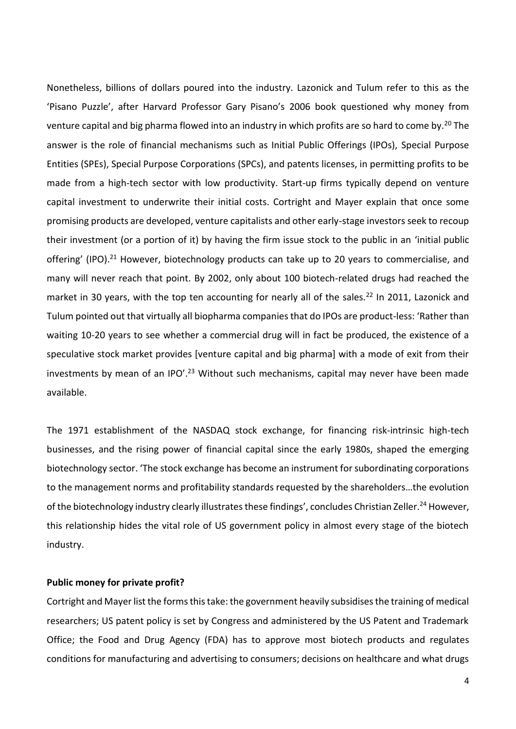Nonetheless, billions of dollars poured into the industry. Lazonick and Tulum refer to this as the 'Pisano Puzzle', after Harvard Professor Gary Pisano's 2006 book questioned why money from venture capital and big pharma flowed into an industry in which profits are so hard to come by.[20] The answer is the role of financial mechanisms such as Initial Public Offerings (IPOs), Special Purpose Entities (SPEs), Special Purpose Corporations (SPCs), and patents licenses, in permitting profits to be made from a high-tech sector with low productivity. Start-up firms typically depend on venture capital investment to underwrite their initial costs. Cortright and Mayer explain that once some promising products are developed, venture capitalists and other early-stage investors seek to recoup their investment (or a portion of it) by having the firm issue stock to the public in an 'initial public offering' (IPO).[21] However, biotechnology products can take up to 20 years to commercialise, and many will never reach that point. By 2002, only about 100 biotech-related drugs had reached the market in 30 years, with the top ten accounting for nearly all of the sales.[22] In 2011, Lazonick and Tulum pointed out that virtually all biopharma companies that do IPOs are product-less: 'Rather than waiting 10-20 years to see whether a commercial drug will in fact be produced, the existence of a speculative stock market provides [venture capital and big pharma] with a mode of exit from their investments by mean of an IPO'.[23] Without such mechanisms, capital may never have been made available.

The 1971 establishment of the NASDAQ stock exchange, for financing risk-intrinsic high-tech businesses, and the rising power of financial capital since the early 1980s, shaped the emerging biotechnology sector. 'The stock exchange has become an instrument for subordinating corporations to the management norms and profitability standards requested by the shareholders…the evolution of the biotechnology industry clearly illustrates these findings', concludes Christian Zeller.[24] However, this relationship hides the vital role of US government policy in almost every stage of the biotech industry.

**Public money for private profit?**

Cortright and Mayer list the forms this take: the government heavily subsidises the training of medical researchers; US patent policy is set by Congress and administered by the US Patent and Trademark Office; the Food and Drug Agency (FDA) has to approve most biotech products and regulates conditions for manufacturing and advertising to consumers; decisions on healthcare and what drugs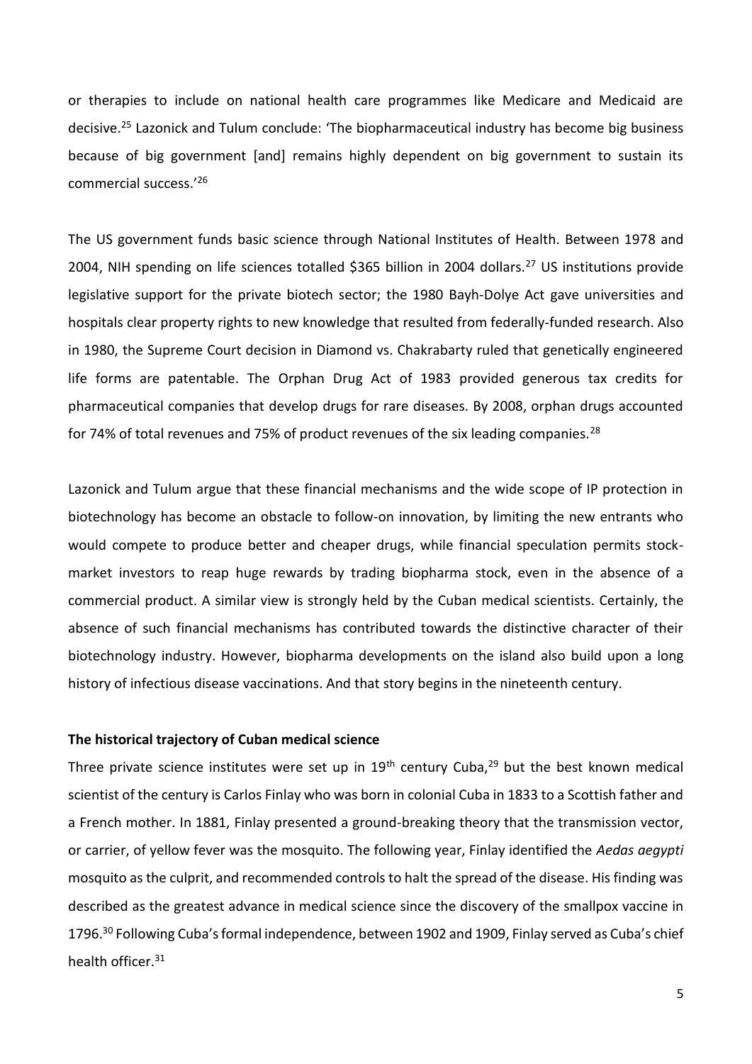or therapies to include on national health care programmes like Medicare and Medicaid are decisive.[25] Lazonick and Tulum conclude: 'The biopharmaceutical industry has become big business because of big government [and] remains highly dependent on big government to sustain its commercial success.'[26]

The US government funds basic science through National Institutes of Health. Between 1978 and 2004, NIH spending on life sciences totalled $365 billion in 2004 dollars.[27] US institutions provide legislative support for the private biotech sector; the 1980 Bayh-Dolye Act gave universities and hospitals clear property rights to new knowledge that resulted from federally-funded research. Also in 1980, the Supreme Court decision in Diamond vs. Chakrabarty ruled that genetically engineered life forms are patentable. The Orphan Drug Act of 1983 provided generous tax credits for pharmaceutical companies that develop drugs for rare diseases. By 2008, orphan drugs accounted for 74% of total revenues and 75% of product revenues of the six leading companies.[28]

Lazonick and Tulum argue that these financial mechanisms and the wide scope of IP protection in biotechnology has become an obstacle to follow-on innovation, by limiting the new entrants who would compete to produce better and cheaper drugs, while financial speculation permits stock-market investors to reap huge rewards by trading biopharma stock, even in the absence of a commercial product. A similar view is strongly held by the Cuban medical scientists. Certainly, the absence of such financial mechanisms has contributed towards the distinctive character of their biotechnology industry. However, biopharma developments on the island also build upon a long history of infectious disease vaccinations. And that story begins in the nineteenth century.

**The historical trajectory of Cuban medical science**

Three private science institutes were set up in 19th century Cuba,[29] but the best known medical scientist of the century is Carlos Finlay who was born in colonial Cuba in 1833 to a Scottish father and a French mother. In 1881, Finlay presented a ground-breaking theory that the transmission vector, or carrier, of yellow fever was the mosquito. The following year, Finlay identified the *Aedas aegypti* mosquito as the culprit, and recommended controls to halt the spread of the disease. His finding was described as the greatest advance in medical science since the discovery of the smallpox vaccine in 1796.[30] Following Cuba's formal independence, between 1902 and 1909, Finlay served as Cuba's chief health officer.[31]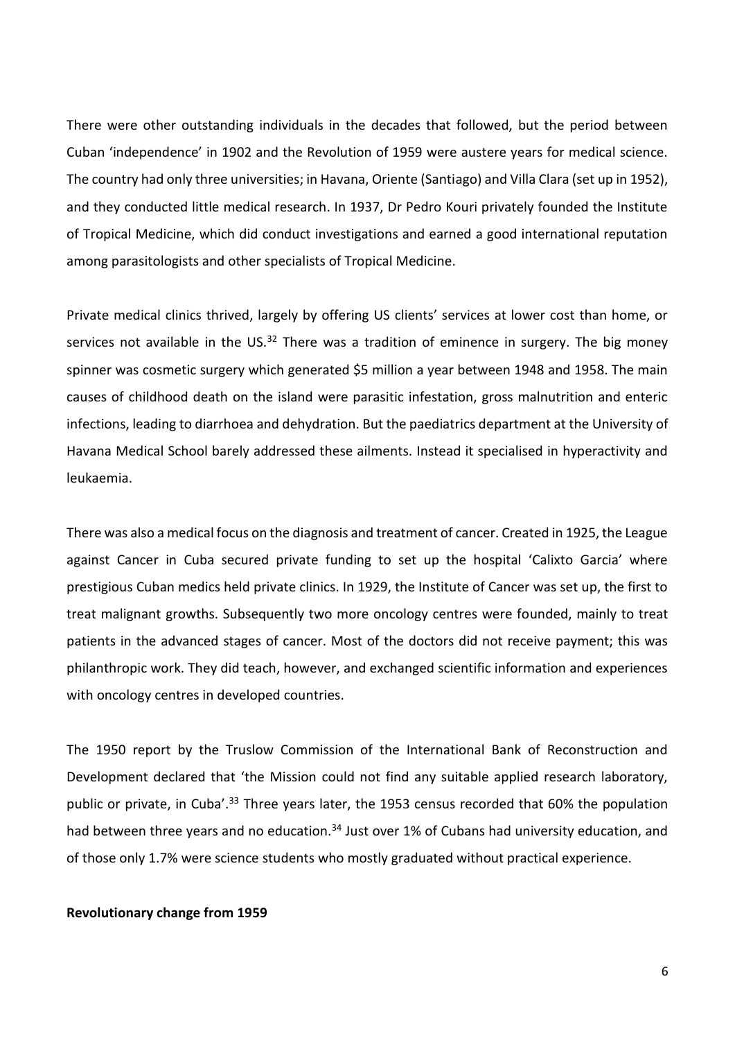There were other outstanding individuals in the decades that followed, but the period between Cuban 'independence' in 1902 and the Revolution of 1959 were austere years for medical science. The country had only three universities; in Havana, Oriente (Santiago) and Villa Clara (set up in 1952), and they conducted little medical research. In 1937, Dr Pedro Kouri privately founded the Institute of Tropical Medicine, which did conduct investigations and earned a good international reputation among parasitologists and other specialists of Tropical Medicine.

Private medical clinics thrived, largely by offering US clients' services at lower cost than home, or services not available in the US.[32] There was a tradition of eminence in surgery. The big money spinner was cosmetic surgery which generated $5 million a year between 1948 and 1958. The main causes of childhood death on the island were parasitic infestation, gross malnutrition and enteric infections, leading to diarrhoea and dehydration. But the paediatrics department at the University of Havana Medical School barely addressed these ailments. Instead it specialised in hyperactivity and leukaemia.

There was also a medical focus on the diagnosis and treatment of cancer. Created in 1925, the League against Cancer in Cuba secured private funding to set up the hospital 'Calixto Garcia' where prestigious Cuban medics held private clinics. In 1929, the Institute of Cancer was set up, the first to treat malignant growths. Subsequently two more oncology centres were founded, mainly to treat patients in the advanced stages of cancer. Most of the doctors did not receive payment; this was philanthropic work. They did teach, however, and exchanged scientific information and experiences with oncology centres in developed countries.

The 1950 report by the Truslow Commission of the International Bank of Reconstruction and Development declared that 'the Mission could not find any suitable applied research laboratory, public or private, in Cuba'.[33] Three years later, the 1953 census recorded that 60% the population had between three years and no education.[34] Just over 1% of Cubans had university education, and of those only 1.7% were science students who mostly graduated without practical experience.

**Revolutionary change from 1959**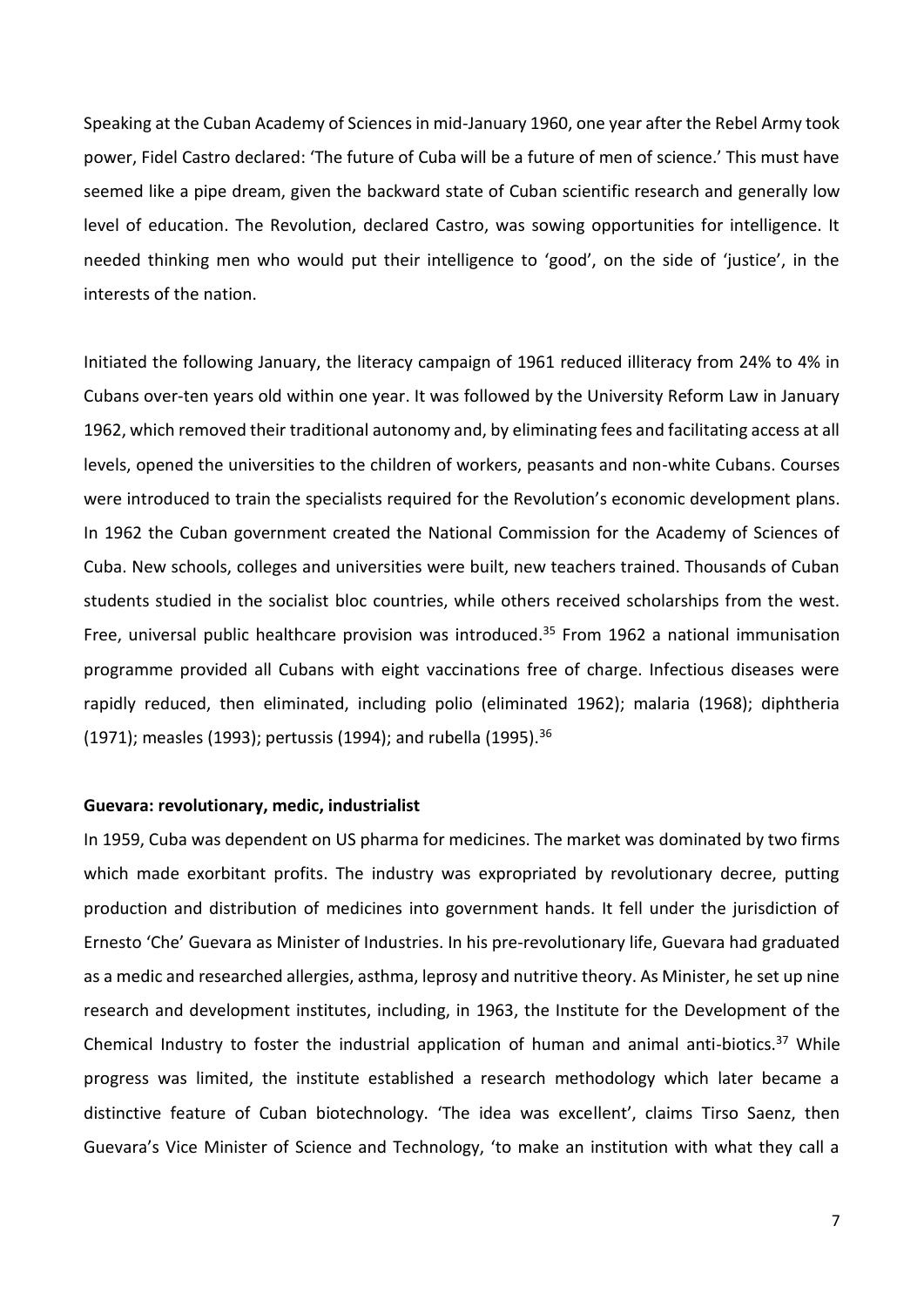Speaking at the Cuban Academy of Sciences in mid-January 1960, one year after the Rebel Army took power, Fidel Castro declared: 'The future of Cuba will be a future of men of science.' This must have seemed like a pipe dream, given the backward state of Cuban scientific research and generally low level of education. The Revolution, declared Castro, was sowing opportunities for intelligence. It needed thinking men who would put their intelligence to 'good', on the side of 'justice', in the interests of the nation.

Initiated the following January, the literacy campaign of 1961 reduced illiteracy from 24% to 4% in Cubans over-ten years old within one year. It was followed by the University Reform Law in January 1962, which removed their traditional autonomy and, by eliminating fees and facilitating access at all levels, opened the universities to the children of workers, peasants and non-white Cubans. Courses were introduced to train the specialists required for the Revolution's economic development plans. In 1962 the Cuban government created the National Commission for the Academy of Sciences of Cuba. New schools, colleges and universities were built, new teachers trained. Thousands of Cuban students studied in the socialist bloc countries, while others received scholarships from the west. Free, universal public healthcare provision was introduced.[35] From 1962 a national immunisation programme provided all Cubans with eight vaccinations free of charge. Infectious diseases were rapidly reduced, then eliminated, including polio (eliminated 1962); malaria (1968); diphtheria (1971); measles (1993); pertussis (1994); and rubella (1995).[36]

**Guevara: revolutionary, medic, industrialist**

In 1959, Cuba was dependent on US pharma for medicines. The market was dominated by two firms which made exorbitant profits. The industry was expropriated by revolutionary decree, putting production and distribution of medicines into government hands. It fell under the jurisdiction of Ernesto 'Che' Guevara as Minister of Industries. In his pre-revolutionary life, Guevara had graduated as a medic and researched allergies, asthma, leprosy and nutritive theory. As Minister, he set up nine research and development institutes, including, in 1963, the Institute for the Development of the Chemical Industry to foster the industrial application of human and animal anti-biotics.[37] While progress was limited, the institute established a research methodology which later became a distinctive feature of Cuban biotechnology. 'The idea was excellent', claims Tirso Saenz, then Guevara's Vice Minister of Science and Technology, 'to make an institution with what they call a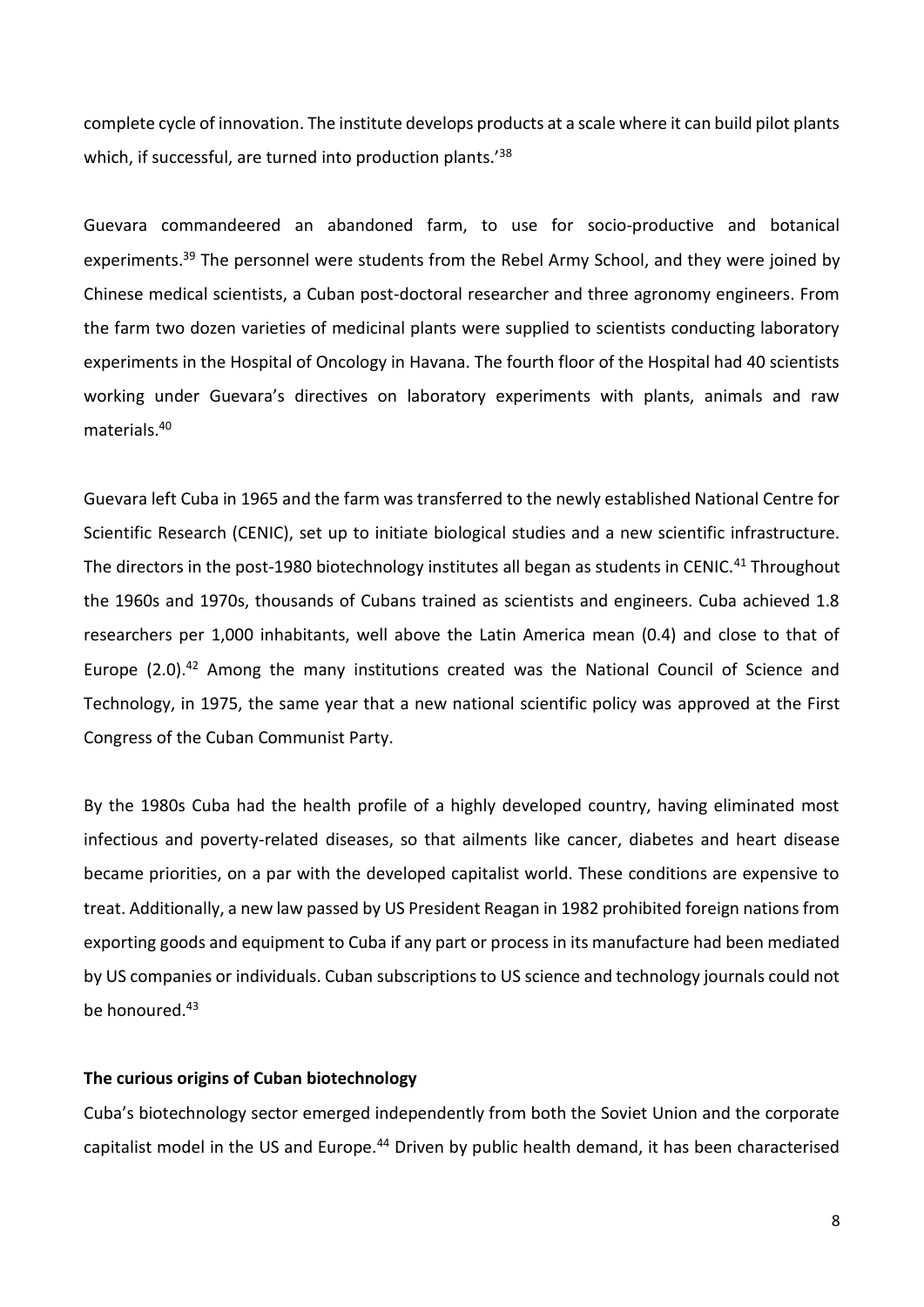complete cycle of innovation. The institute develops products at a scale where it can build pilot plants which, if successful, are turned into production plants.'[38]

Guevara commandeered an abandoned farm, to use for socio-productive and botanical experiments.[39] The personnel were students from the Rebel Army School, and they were joined by Chinese medical scientists, a Cuban post-doctoral researcher and three agronomy engineers. From the farm two dozen varieties of medicinal plants were supplied to scientists conducting laboratory experiments in the Hospital of Oncology in Havana. The fourth floor of the Hospital had 40 scientists working under Guevara's directives on laboratory experiments with plants, animals and raw materials.[40]

Guevara left Cuba in 1965 and the farm was transferred to the newly established National Centre for Scientific Research (CENIC), set up to initiate biological studies and a new scientific infrastructure. The directors in the post-1980 biotechnology institutes all began as students in CENIC.[41] Throughout the 1960s and 1970s, thousands of Cubans trained as scientists and engineers. Cuba achieved 1.8 researchers per 1,000 inhabitants, well above the Latin America mean (0.4) and close to that of Europe (2.0).[42] Among the many institutions created was the National Council of Science and Technology, in 1975, the same year that a new national scientific policy was approved at the First Congress of the Cuban Communist Party.

By the 1980s Cuba had the health profile of a highly developed country, having eliminated most infectious and poverty-related diseases, so that ailments like cancer, diabetes and heart disease became priorities, on a par with the developed capitalist world. These conditions are expensive to treat. Additionally, a new law passed by US President Reagan in 1982 prohibited foreign nations from exporting goods and equipment to Cuba if any part or process in its manufacture had been mediated by US companies or individuals. Cuban subscriptions to US science and technology journals could not be honoured.[43]

### The curious origins of Cuban biotechnology

Cuba's biotechnology sector emerged independently from both the Soviet Union and the corporate capitalist model in the US and Europe.[44] Driven by public health demand, it has been characterised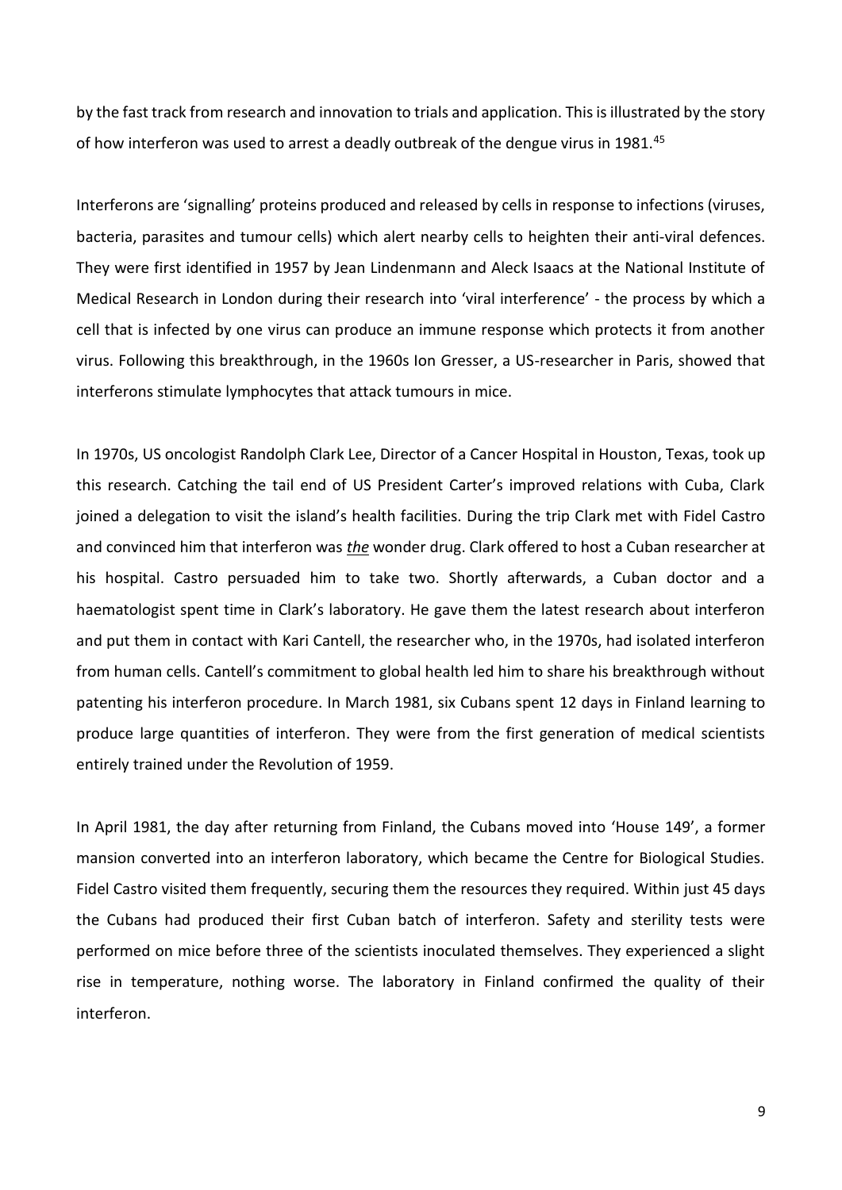by the fast track from research and innovation to trials and application. This is illustrated by the story of how interferon was used to arrest a deadly outbreak of the dengue virus in 1981.[45]

Interferons are 'signalling' proteins produced and released by cells in response to infections (viruses, bacteria, parasites and tumour cells) which alert nearby cells to heighten their anti-viral defences. They were first identified in 1957 by Jean Lindenmann and Aleck Isaacs at the National Institute of Medical Research in London during their research into 'viral interference' - the process by which a cell that is infected by one virus can produce an immune response which protects it from another virus. Following this breakthrough, in the 1960s Ion Gresser, a US-researcher in Paris, showed that interferons stimulate lymphocytes that attack tumours in mice.

In 1970s, US oncologist Randolph Clark Lee, Director of a Cancer Hospital in Houston, Texas, took up this research. Catching the tail end of US President Carter's improved relations with Cuba, Clark joined a delegation to visit the island's health facilities. During the trip Clark met with Fidel Castro and convinced him that interferon was ***the*** wonder drug. Clark offered to host a Cuban researcher at his hospital. Castro persuaded him to take two. Shortly afterwards, a Cuban doctor and a haematologist spent time in Clark's laboratory. He gave them the latest research about interferon and put them in contact with Kari Cantell, the researcher who, in the 1970s, had isolated interferon from human cells. Cantell's commitment to global health led him to share his breakthrough without patenting his interferon procedure. In March 1981, six Cubans spent 12 days in Finland learning to produce large quantities of interferon. They were from the first generation of medical scientists entirely trained under the Revolution of 1959.

In April 1981, the day after returning from Finland, the Cubans moved into 'House 149', a former mansion converted into an interferon laboratory, which became the Centre for Biological Studies. Fidel Castro visited them frequently, securing them the resources they required. Within just 45 days the Cubans had produced their first Cuban batch of interferon. Safety and sterility tests were performed on mice before three of the scientists inoculated themselves. They experienced a slight rise in temperature, nothing worse. The laboratory in Finland confirmed the quality of their interferon.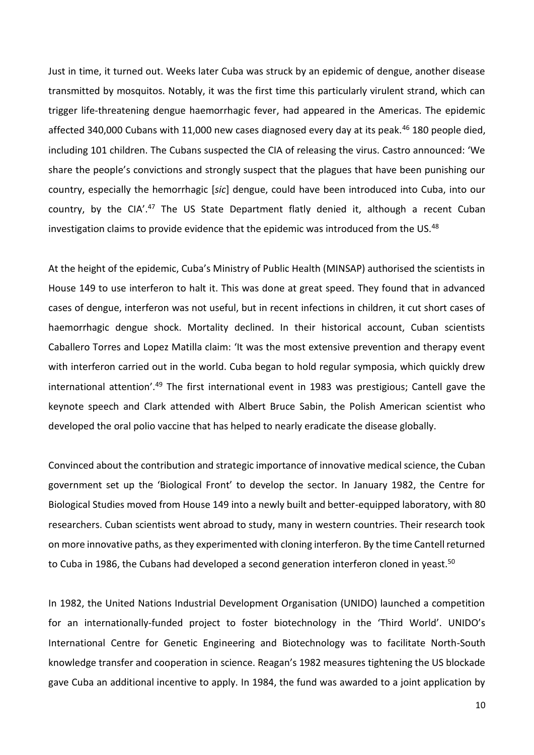Just in time, it turned out. Weeks later Cuba was struck by an epidemic of dengue, another disease transmitted by mosquitos. Notably, it was the first time this particularly virulent strand, which can trigger life-threatening dengue haemorrhagic fever, had appeared in the Americas. The epidemic affected 340,000 Cubans with 11,000 new cases diagnosed every day at its peak.[46] 180 people died, including 101 children. The Cubans suspected the CIA of releasing the virus. Castro announced: 'We share the people's convictions and strongly suspect that the plagues that have been punishing our country, especially the hemorrhagic [*sic*] dengue, could have been introduced into Cuba, into our country, by the CIA'.[47] The US State Department flatly denied it, although a recent Cuban investigation claims to provide evidence that the epidemic was introduced from the US.[48]

At the height of the epidemic, Cuba's Ministry of Public Health (MINSAP) authorised the scientists in House 149 to use interferon to halt it. This was done at great speed. They found that in advanced cases of dengue, interferon was not useful, but in recent infections in children, it cut short cases of haemorrhagic dengue shock. Mortality declined. In their historical account, Cuban scientists Caballero Torres and Lopez Matilla claim: 'It was the most extensive prevention and therapy event with interferon carried out in the world. Cuba began to hold regular symposia, which quickly drew international attention'.[49] The first international event in 1983 was prestigious; Cantell gave the keynote speech and Clark attended with Albert Bruce Sabin, the Polish American scientist who developed the oral polio vaccine that has helped to nearly eradicate the disease globally.

Convinced about the contribution and strategic importance of innovative medical science, the Cuban government set up the 'Biological Front' to develop the sector. In January 1982, the Centre for Biological Studies moved from House 149 into a newly built and better-equipped laboratory, with 80 researchers. Cuban scientists went abroad to study, many in western countries. Their research took on more innovative paths, as they experimented with cloning interferon. By the time Cantell returned to Cuba in 1986, the Cubans had developed a second generation interferon cloned in yeast.[50]

In 1982, the United Nations Industrial Development Organisation (UNIDO) launched a competition for an internationally-funded project to foster biotechnology in the 'Third World'. UNIDO's International Centre for Genetic Engineering and Biotechnology was to facilitate North-South knowledge transfer and cooperation in science. Reagan's 1982 measures tightening the US blockade gave Cuba an additional incentive to apply. In 1984, the fund was awarded to a joint application by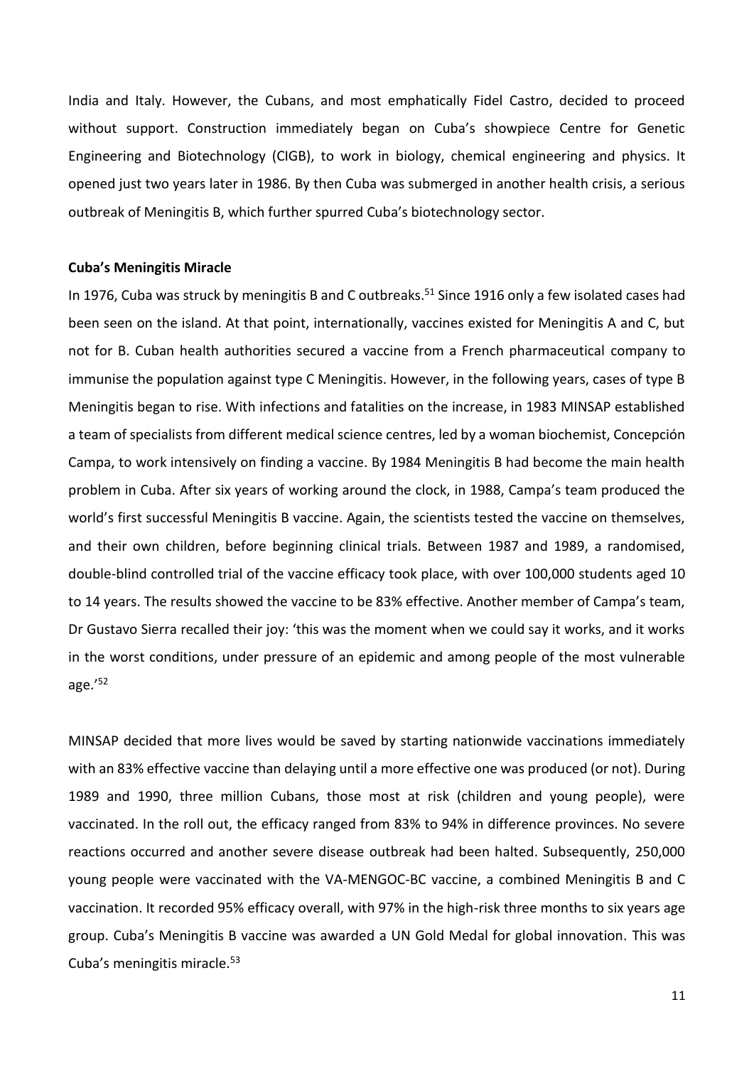India and Italy. However, the Cubans, and most emphatically Fidel Castro, decided to proceed without support. Construction immediately began on Cuba's showpiece Centre for Genetic Engineering and Biotechnology (CIGB), to work in biology, chemical engineering and physics. It opened just two years later in 1986. By then Cuba was submerged in another health crisis, a serious outbreak of Meningitis B, which further spurred Cuba's biotechnology sector.

**Cuba's Meningitis Miracle**

In 1976, Cuba was struck by meningitis B and C outbreaks.[51] Since 1916 only a few isolated cases had been seen on the island. At that point, internationally, vaccines existed for Meningitis A and C, but not for B. Cuban health authorities secured a vaccine from a French pharmaceutical company to immunise the population against type C Meningitis. However, in the following years, cases of type B Meningitis began to rise. With infections and fatalities on the increase, in 1983 MINSAP established a team of specialists from different medical science centres, led by a woman biochemist, Concepción Campa, to work intensively on finding a vaccine. By 1984 Meningitis B had become the main health problem in Cuba. After six years of working around the clock, in 1988, Campa's team produced the world's first successful Meningitis B vaccine. Again, the scientists tested the vaccine on themselves, and their own children, before beginning clinical trials. Between 1987 and 1989, a randomised, double-blind controlled trial of the vaccine efficacy took place, with over 100,000 students aged 10 to 14 years. The results showed the vaccine to be 83% effective. Another member of Campa's team, Dr Gustavo Sierra recalled their joy: 'this was the moment when we could say it works, and it works in the worst conditions, under pressure of an epidemic and among people of the most vulnerable age.'[52]

MINSAP decided that more lives would be saved by starting nationwide vaccinations immediately with an 83% effective vaccine than delaying until a more effective one was produced (or not). During 1989 and 1990, three million Cubans, those most at risk (children and young people), were vaccinated. In the roll out, the efficacy ranged from 83% to 94% in difference provinces. No severe reactions occurred and another severe disease outbreak had been halted. Subsequently, 250,000 young people were vaccinated with the VA-MENGOC-BC vaccine, a combined Meningitis B and C vaccination. It recorded 95% efficacy overall, with 97% in the high-risk three months to six years age group. Cuba's Meningitis B vaccine was awarded a UN Gold Medal for global innovation. This was Cuba's meningitis miracle.[53]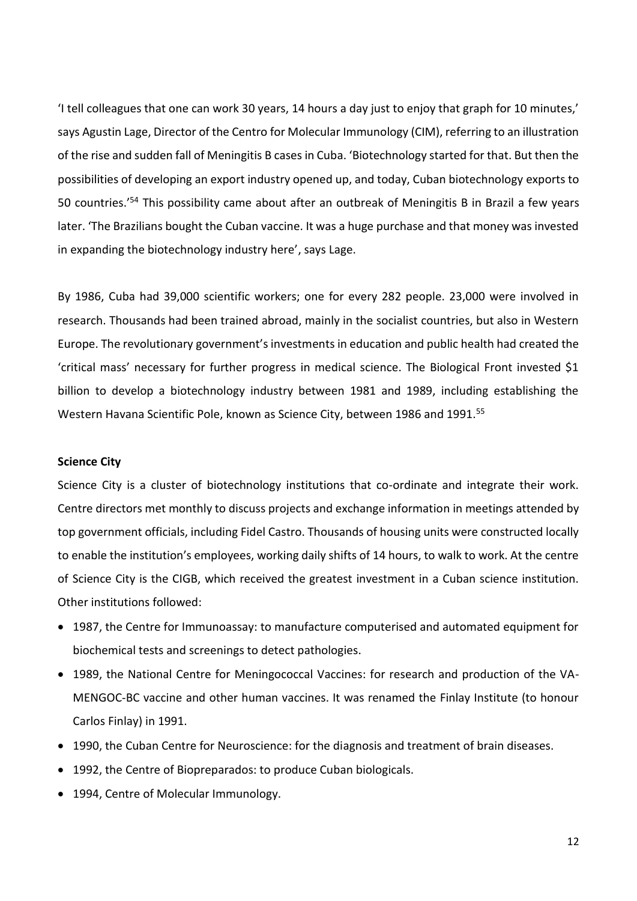'I tell colleagues that one can work 30 years, 14 hours a day just to enjoy that graph for 10 minutes,' says Agustin Lage, Director of the Centro for Molecular Immunology (CIM), referring to an illustration of the rise and sudden fall of Meningitis B cases in Cuba. 'Biotechnology started for that. But then the possibilities of developing an export industry opened up, and today, Cuban biotechnology exports to 50 countries.'[54] This possibility came about after an outbreak of Meningitis B in Brazil a few years later. 'The Brazilians bought the Cuban vaccine. It was a huge purchase and that money was invested in expanding the biotechnology industry here', says Lage.

By 1986, Cuba had 39,000 scientific workers; one for every 282 people. 23,000 were involved in research. Thousands had been trained abroad, mainly in the socialist countries, but also in Western Europe. The revolutionary government's investments in education and public health had created the 'critical mass' necessary for further progress in medical science. The Biological Front invested $1 billion to develop a biotechnology industry between 1981 and 1989, including establishing the Western Havana Scientific Pole, known as Science City, between 1986 and 1991.[55]

**Science City**

Science City is a cluster of biotechnology institutions that co-ordinate and integrate their work. Centre directors met monthly to discuss projects and exchange information in meetings attended by top government officials, including Fidel Castro. Thousands of housing units were constructed locally to enable the institution's employees, working daily shifts of 14 hours, to walk to work. At the centre of Science City is the CIGB, which received the greatest investment in a Cuban science institution. Other institutions followed:

- 1987, the Centre for Immunoassay: to manufacture computerised and automated equipment for biochemical tests and screenings to detect pathologies.
- 1989, the National Centre for Meningococcal Vaccines: for research and production of the VA-MENGOC-BC vaccine and other human vaccines. It was renamed the Finlay Institute (to honour Carlos Finlay) in 1991.
- 1990, the Cuban Centre for Neuroscience: for the diagnosis and treatment of brain diseases.
- 1992, the Centre of Biopreparados: to produce Cuban biologicals.
- 1994, Centre of Molecular Immunology.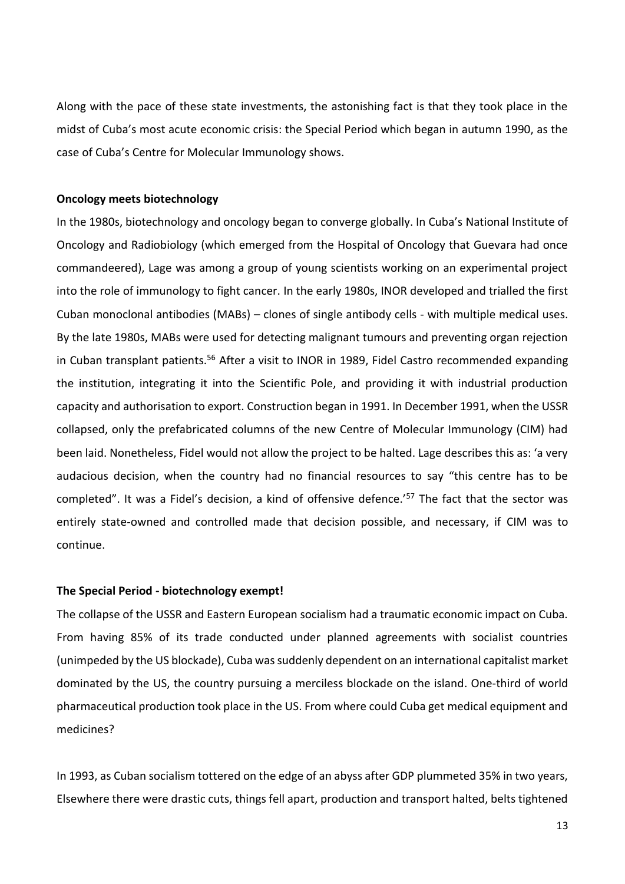Along with the pace of these state investments, the astonishing fact is that they took place in the midst of Cuba's most acute economic crisis: the Special Period which began in autumn 1990, as the case of Cuba's Centre for Molecular Immunology shows.

**Oncology meets biotechnology**

In the 1980s, biotechnology and oncology began to converge globally. In Cuba's National Institute of Oncology and Radiobiology (which emerged from the Hospital of Oncology that Guevara had once commandeered), Lage was among a group of young scientists working on an experimental project into the role of immunology to fight cancer. In the early 1980s, INOR developed and trialled the first Cuban monoclonal antibodies (MABs) – clones of single antibody cells - with multiple medical uses. By the late 1980s, MABs were used for detecting malignant tumours and preventing organ rejection in Cuban transplant patients.[56] After a visit to INOR in 1989, Fidel Castro recommended expanding the institution, integrating it into the Scientific Pole, and providing it with industrial production capacity and authorisation to export. Construction began in 1991. In December 1991, when the USSR collapsed, only the prefabricated columns of the new Centre of Molecular Immunology (CIM) had been laid. Nonetheless, Fidel would not allow the project to be halted. Lage describes this as: 'a very audacious decision, when the country had no financial resources to say "this centre has to be completed". It was a Fidel's decision, a kind of offensive defence.'[57] The fact that the sector was entirely state-owned and controlled made that decision possible, and necessary, if CIM was to continue.

**The Special Period - biotechnology exempt!**

The collapse of the USSR and Eastern European socialism had a traumatic economic impact on Cuba. From having 85% of its trade conducted under planned agreements with socialist countries (unimpeded by the US blockade), Cuba was suddenly dependent on an international capitalist market dominated by the US, the country pursuing a merciless blockade on the island. One-third of world pharmaceutical production took place in the US. From where could Cuba get medical equipment and medicines?

In 1993, as Cuban socialism tottered on the edge of an abyss after GDP plummeted 35% in two years, Elsewhere there were drastic cuts, things fell apart, production and transport halted, belts tightened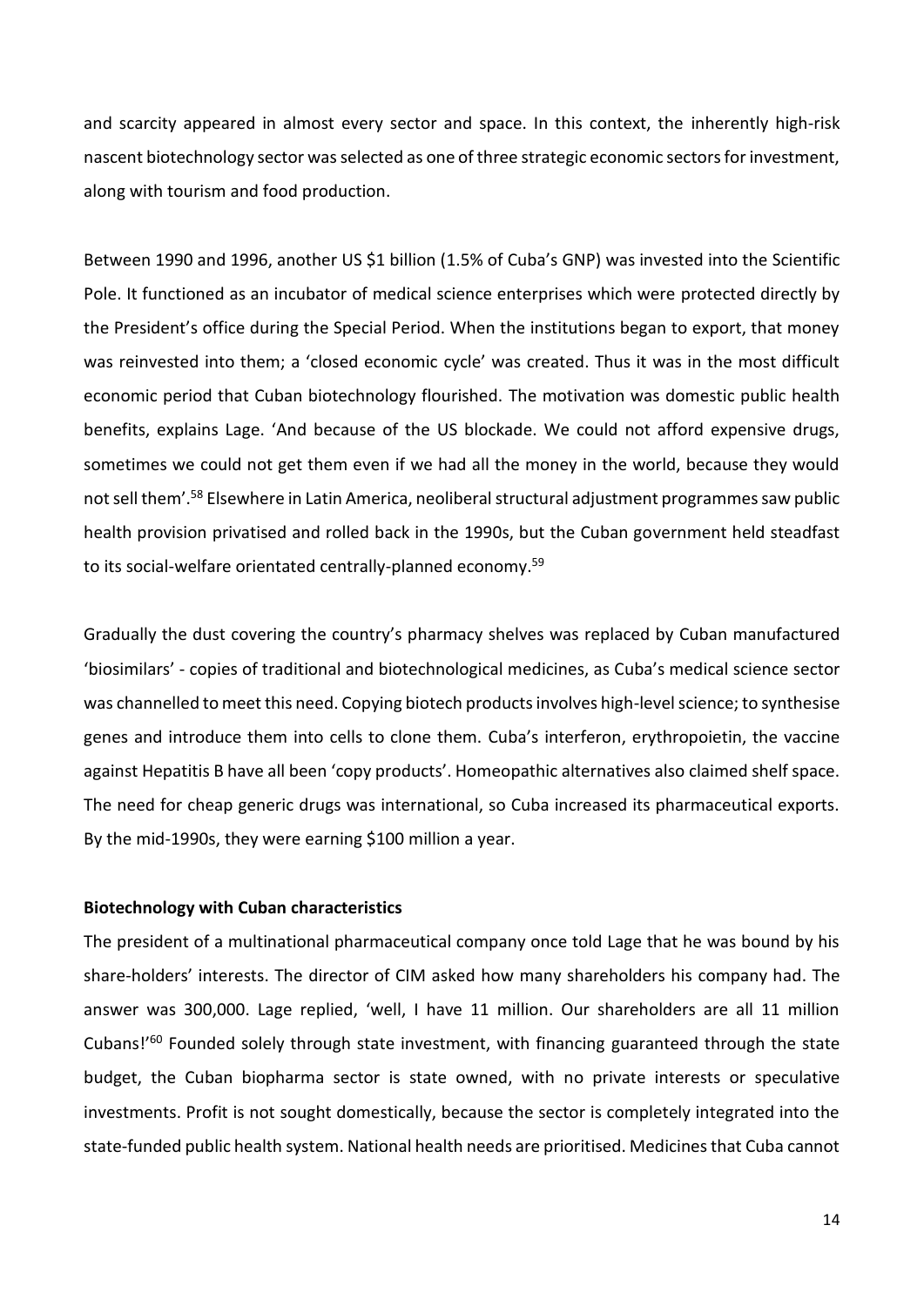and scarcity appeared in almost every sector and space. In this context, the inherently high-risk nascent biotechnology sector was selected as one of three strategic economic sectors for investment, along with tourism and food production.

Between 1990 and 1996, another US $1 billion (1.5% of Cuba's GNP) was invested into the Scientific Pole. It functioned as an incubator of medical science enterprises which were protected directly by the President's office during the Special Period. When the institutions began to export, that money was reinvested into them; a 'closed economic cycle' was created. Thus it was in the most difficult economic period that Cuban biotechnology flourished. The motivation was domestic public health benefits, explains Lage. 'And because of the US blockade. We could not afford expensive drugs, sometimes we could not get them even if we had all the money in the world, because they would not sell them'.[58] Elsewhere in Latin America, neoliberal structural adjustment programmes saw public health provision privatised and rolled back in the 1990s, but the Cuban government held steadfast to its social-welfare orientated centrally-planned economy.[59]

Gradually the dust covering the country's pharmacy shelves was replaced by Cuban manufactured 'biosimilars' - copies of traditional and biotechnological medicines, as Cuba's medical science sector was channelled to meet this need. Copying biotech products involves high-level science; to synthesise genes and introduce them into cells to clone them. Cuba's interferon, erythropoietin, the vaccine against Hepatitis B have all been 'copy products'. Homeopathic alternatives also claimed shelf space. The need for cheap generic drugs was international, so Cuba increased its pharmaceutical exports. By the mid-1990s, they were earning $100 million a year.

**Biotechnology with Cuban characteristics**

The president of a multinational pharmaceutical company once told Lage that he was bound by his share-holders' interests. The director of CIM asked how many shareholders his company had. The answer was 300,000. Lage replied, 'well, I have 11 million. Our shareholders are all 11 million Cubans!'[60] Founded solely through state investment, with financing guaranteed through the state budget, the Cuban biopharma sector is state owned, with no private interests or speculative investments. Profit is not sought domestically, because the sector is completely integrated into the state-funded public health system. National health needs are prioritised. Medicines that Cuba cannot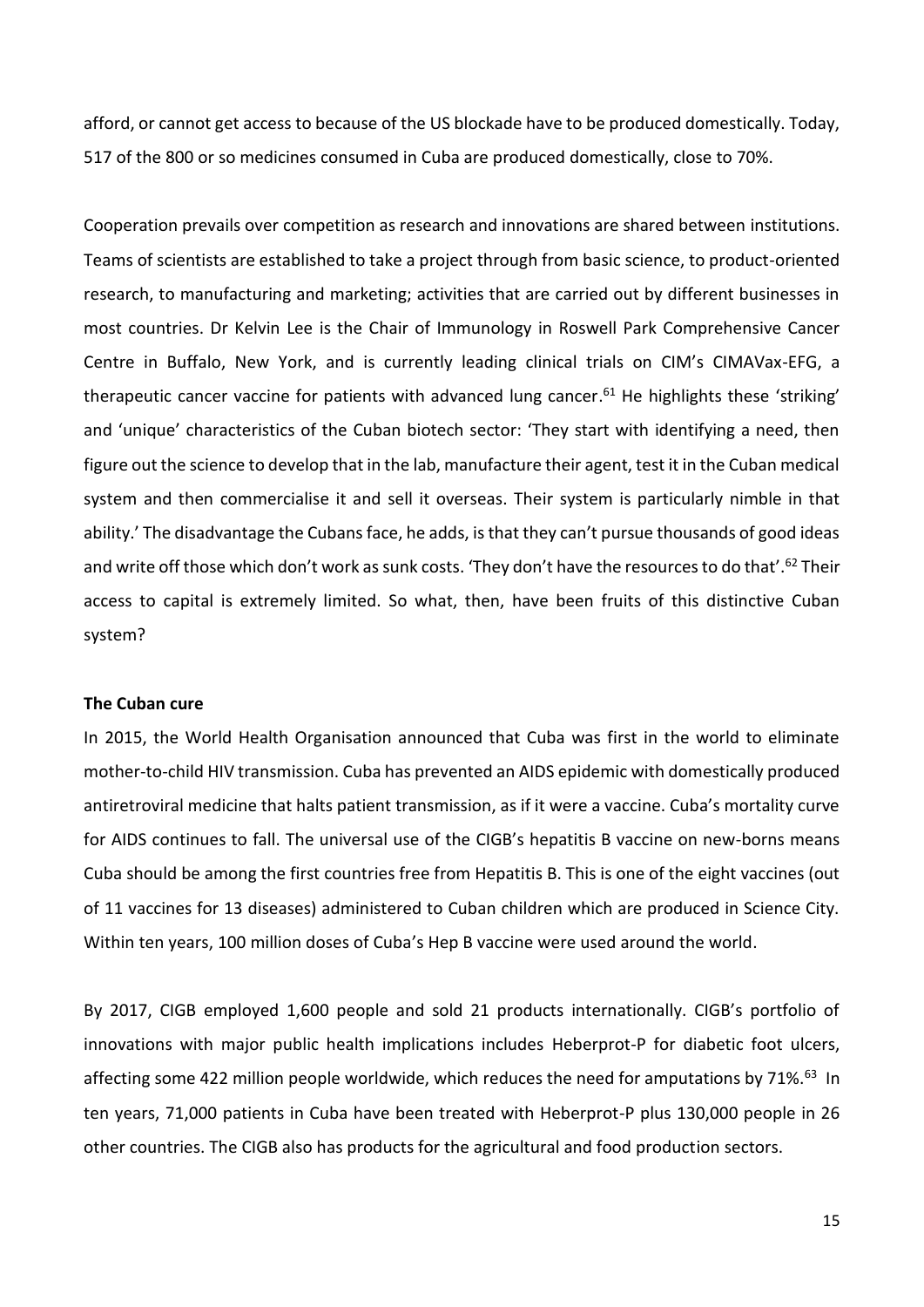afford, or cannot get access to because of the US blockade have to be produced domestically. Today, 517 of the 800 or so medicines consumed in Cuba are produced domestically, close to 70%.

Cooperation prevails over competition as research and innovations are shared between institutions. Teams of scientists are established to take a project through from basic science, to product-oriented research, to manufacturing and marketing; activities that are carried out by different businesses in most countries. Dr Kelvin Lee is the Chair of Immunology in Roswell Park Comprehensive Cancer Centre in Buffalo, New York, and is currently leading clinical trials on CIM's CIMAVax-EFG, a therapeutic cancer vaccine for patients with advanced lung cancer.[61] He highlights these 'striking' and 'unique' characteristics of the Cuban biotech sector: 'They start with identifying a need, then figure out the science to develop that in the lab, manufacture their agent, test it in the Cuban medical system and then commercialise it and sell it overseas. Their system is particularly nimble in that ability.' The disadvantage the Cubans face, he adds, is that they can't pursue thousands of good ideas and write off those which don't work as sunk costs. 'They don't have the resources to do that'.[62] Their access to capital is extremely limited. So what, then, have been fruits of this distinctive Cuban system?

**The Cuban cure**

In 2015, the World Health Organisation announced that Cuba was first in the world to eliminate mother-to-child HIV transmission. Cuba has prevented an AIDS epidemic with domestically produced antiretroviral medicine that halts patient transmission, as if it were a vaccine. Cuba's mortality curve for AIDS continues to fall. The universal use of the CIGB's hepatitis B vaccine on new-borns means Cuba should be among the first countries free from Hepatitis B. This is one of the eight vaccines (out of 11 vaccines for 13 diseases) administered to Cuban children which are produced in Science City. Within ten years, 100 million doses of Cuba's Hep B vaccine were used around the world.

By 2017, CIGB employed 1,600 people and sold 21 products internationally. CIGB's portfolio of innovations with major public health implications includes Heberprot-P for diabetic foot ulcers, affecting some 422 million people worldwide, which reduces the need for amputations by 71%.[63] In ten years, 71,000 patients in Cuba have been treated with Heberprot-P plus 130,000 people in 26 other countries. The CIGB also has products for the agricultural and food production sectors.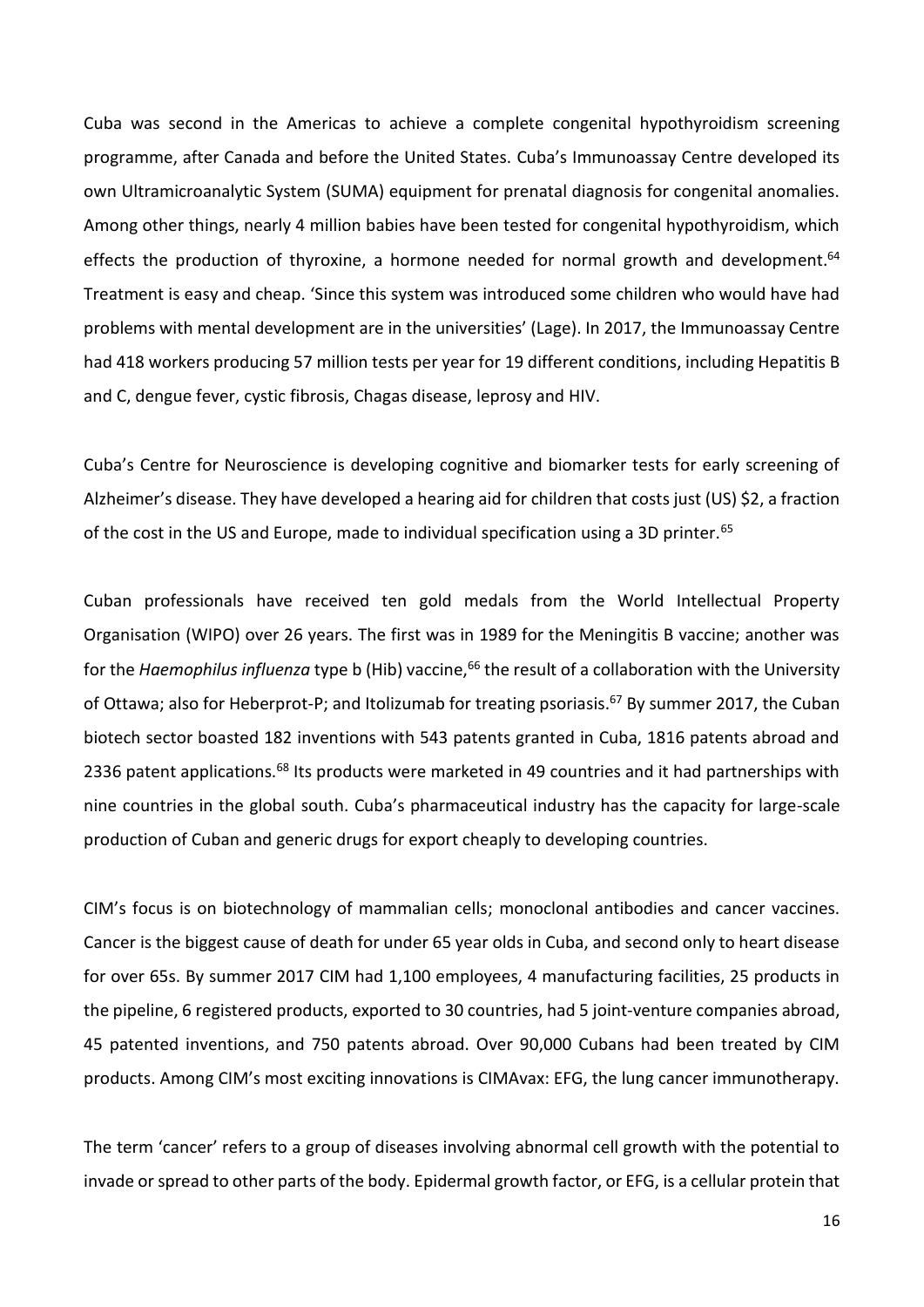Cuba was second in the Americas to achieve a complete congenital hypothyroidism screening programme, after Canada and before the United States. Cuba's Immunoassay Centre developed its own Ultramicroanalytic System (SUMA) equipment for prenatal diagnosis for congenital anomalies. Among other things, nearly 4 million babies have been tested for congenital hypothyroidism, which effects the production of thyroxine, a hormone needed for normal growth and development.[64] Treatment is easy and cheap. 'Since this system was introduced some children who would have had problems with mental development are in the universities' (Lage). In 2017, the Immunoassay Centre had 418 workers producing 57 million tests per year for 19 different conditions, including Hepatitis B and C, dengue fever, cystic fibrosis, Chagas disease, leprosy and HIV.

Cuba's Centre for Neuroscience is developing cognitive and biomarker tests for early screening of Alzheimer's disease. They have developed a hearing aid for children that costs just (US) $2, a fraction of the cost in the US and Europe, made to individual specification using a 3D printer.[65]

Cuban professionals have received ten gold medals from the World Intellectual Property Organisation (WIPO) over 26 years. The first was in 1989 for the Meningitis B vaccine; another was for the *Haemophilus influenza* type b (Hib) vaccine,[66] the result of a collaboration with the University of Ottawa; also for Heberprot-P; and Itolizumab for treating psoriasis.[67] By summer 2017, the Cuban biotech sector boasted 182 inventions with 543 patents granted in Cuba, 1816 patents abroad and 2336 patent applications.[68] Its products were marketed in 49 countries and it had partnerships with nine countries in the global south. Cuba's pharmaceutical industry has the capacity for large-scale production of Cuban and generic drugs for export cheaply to developing countries.

CIM's focus is on biotechnology of mammalian cells; monoclonal antibodies and cancer vaccines. Cancer is the biggest cause of death for under 65 year olds in Cuba, and second only to heart disease for over 65s. By summer 2017 CIM had 1,100 employees, 4 manufacturing facilities, 25 products in the pipeline, 6 registered products, exported to 30 countries, had 5 joint-venture companies abroad, 45 patented inventions, and 750 patents abroad. Over 90,000 Cubans had been treated by CIM products. Among CIM's most exciting innovations is CIMAvax: EFG, the lung cancer immunotherapy.

The term 'cancer' refers to a group of diseases involving abnormal cell growth with the potential to invade or spread to other parts of the body. Epidermal growth factor, or EFG, is a cellular protein that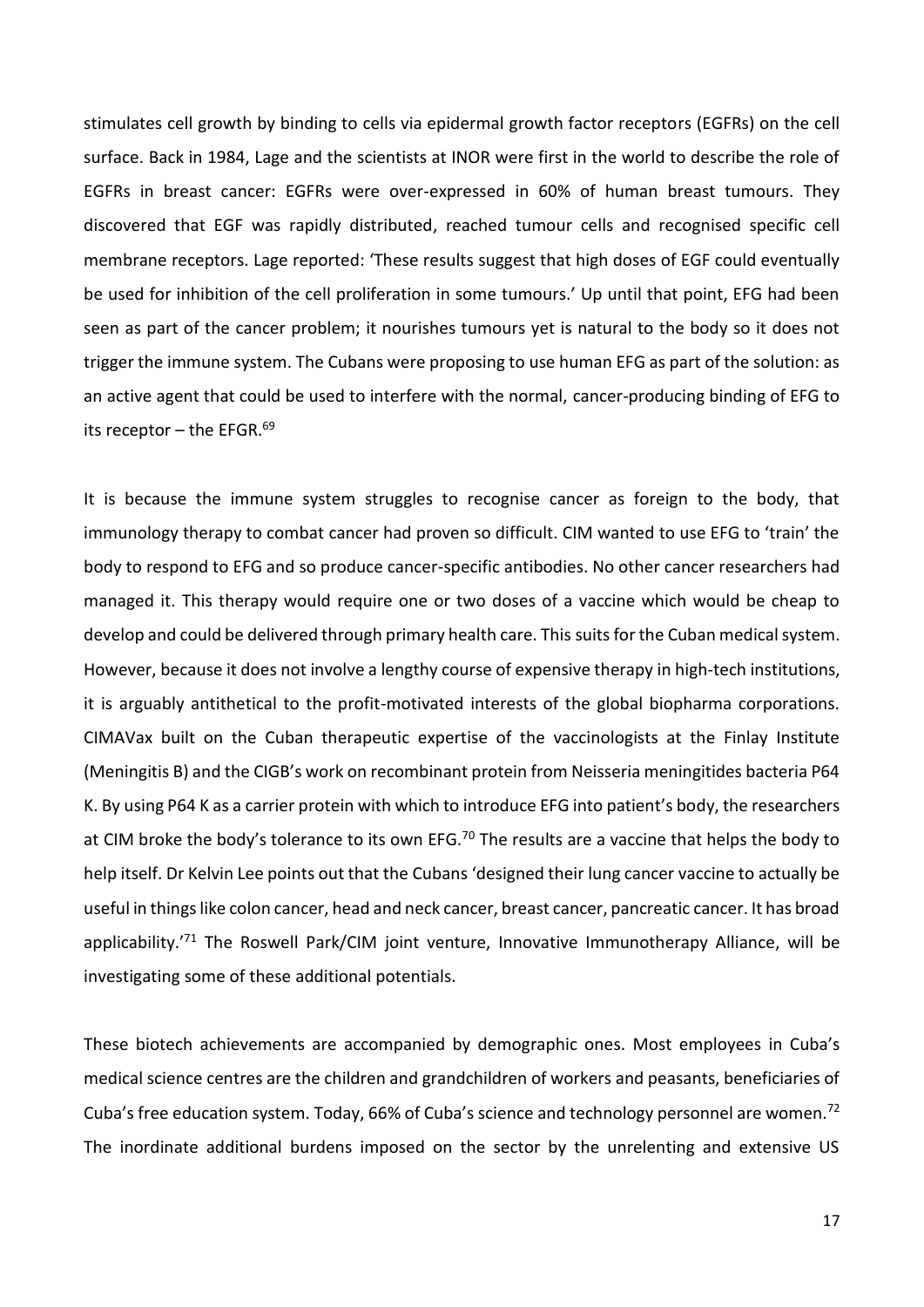stimulates cell growth by binding to cells via epidermal growth factor receptors (EGFRs) on the cell surface. Back in 1984, Lage and the scientists at INOR were first in the world to describe the role of EGFRs in breast cancer: EGFRs were over-expressed in 60% of human breast tumours. They discovered that EGF was rapidly distributed, reached tumour cells and recognised specific cell membrane receptors. Lage reported: 'These results suggest that high doses of EGF could eventually be used for inhibition of the cell proliferation in some tumours.' Up until that point, EFG had been seen as part of the cancer problem; it nourishes tumours yet is natural to the body so it does not trigger the immune system. The Cubans were proposing to use human EFG as part of the solution: as an active agent that could be used to interfere with the normal, cancer-producing binding of EFG to its receptor – the EFGR.[69]

It is because the immune system struggles to recognise cancer as foreign to the body, that immunology therapy to combat cancer had proven so difficult. CIM wanted to use EFG to 'train' the body to respond to EFG and so produce cancer-specific antibodies. No other cancer researchers had managed it. This therapy would require one or two doses of a vaccine which would be cheap to develop and could be delivered through primary health care. This suits for the Cuban medical system. However, because it does not involve a lengthy course of expensive therapy in high-tech institutions, it is arguably antithetical to the profit-motivated interests of the global biopharma corporations. CIMAVax built on the Cuban therapeutic expertise of the vaccinologists at the Finlay Institute (Meningitis B) and the CIGB's work on recombinant protein from Neisseria meningitides bacteria P64 K. By using P64 K as a carrier protein with which to introduce EFG into patient's body, the researchers at CIM broke the body's tolerance to its own EFG.[70] The results are a vaccine that helps the body to help itself. Dr Kelvin Lee points out that the Cubans 'designed their lung cancer vaccine to actually be useful in things like colon cancer, head and neck cancer, breast cancer, pancreatic cancer. It has broad applicability.'[71] The Roswell Park/CIM joint venture, Innovative Immunotherapy Alliance, will be investigating some of these additional potentials.

These biotech achievements are accompanied by demographic ones. Most employees in Cuba's medical science centres are the children and grandchildren of workers and peasants, beneficiaries of Cuba's free education system. Today, 66% of Cuba's science and technology personnel are women.[72] The inordinate additional burdens imposed on the sector by the unrelenting and extensive US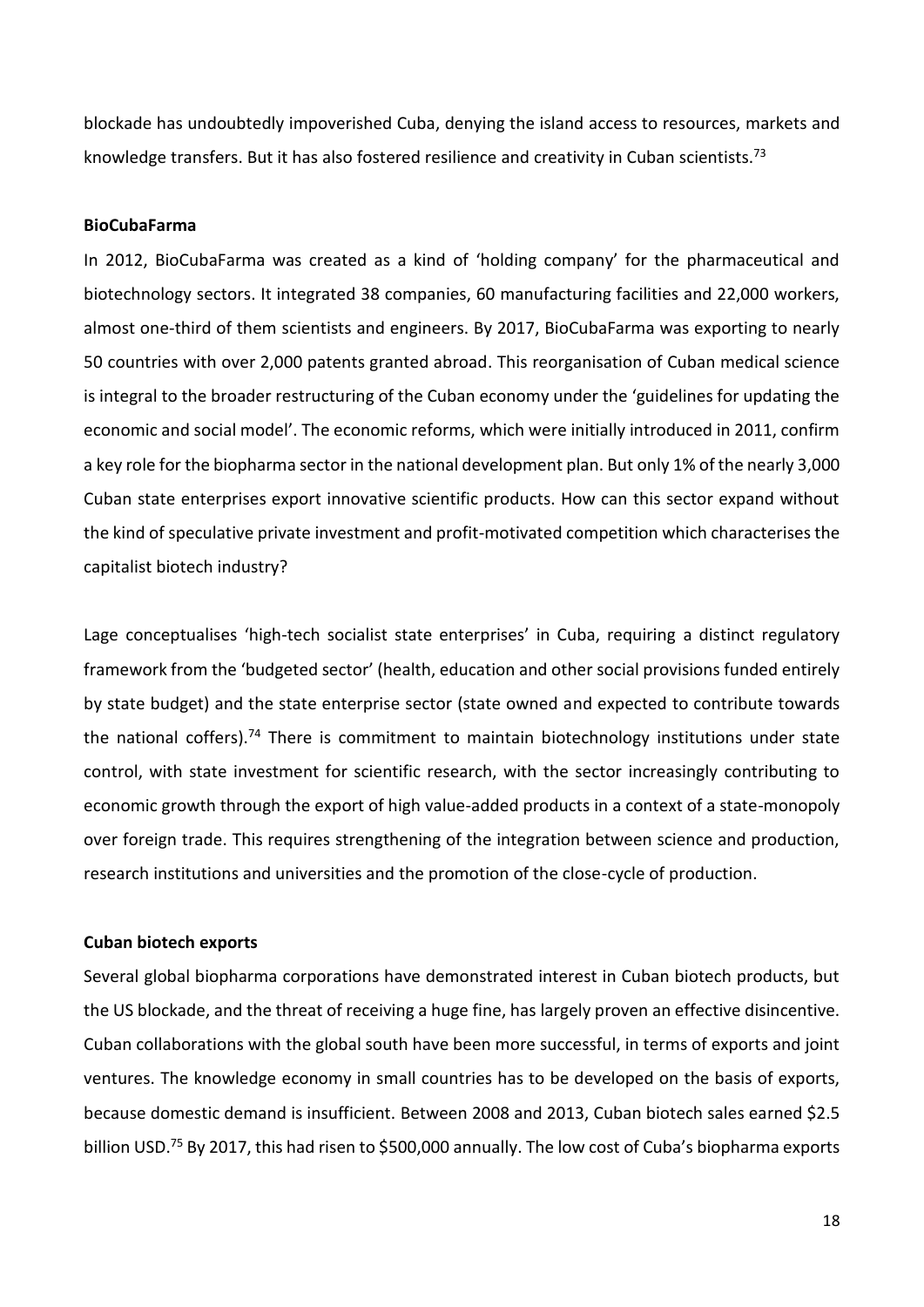blockade has undoubtedly impoverished Cuba, denying the island access to resources, markets and knowledge transfers. But it has also fostered resilience and creativity in Cuban scientists.[73]

**BioCubaFarma**

In 2012, BioCubaFarma was created as a kind of 'holding company' for the pharmaceutical and biotechnology sectors. It integrated 38 companies, 60 manufacturing facilities and 22,000 workers, almost one-third of them scientists and engineers. By 2017, BioCubaFarma was exporting to nearly 50 countries with over 2,000 patents granted abroad. This reorganisation of Cuban medical science is integral to the broader restructuring of the Cuban economy under the 'guidelines for updating the economic and social model'. The economic reforms, which were initially introduced in 2011, confirm a key role for the biopharma sector in the national development plan. But only 1% of the nearly 3,000 Cuban state enterprises export innovative scientific products. How can this sector expand without the kind of speculative private investment and profit-motivated competition which characterises the capitalist biotech industry?

Lage conceptualises 'high-tech socialist state enterprises' in Cuba, requiring a distinct regulatory framework from the 'budgeted sector' (health, education and other social provisions funded entirely by state budget) and the state enterprise sector (state owned and expected to contribute towards the national coffers).[74] There is commitment to maintain biotechnology institutions under state control, with state investment for scientific research, with the sector increasingly contributing to economic growth through the export of high value-added products in a context of a state-monopoly over foreign trade. This requires strengthening of the integration between science and production, research institutions and universities and the promotion of the close-cycle of production.

**Cuban biotech exports**

Several global biopharma corporations have demonstrated interest in Cuban biotech products, but the US blockade, and the threat of receiving a huge fine, has largely proven an effective disincentive. Cuban collaborations with the global south have been more successful, in terms of exports and joint ventures. The knowledge economy in small countries has to be developed on the basis of exports, because domestic demand is insufficient. Between 2008 and 2013, Cuban biotech sales earned $2.5 billion USD.[75] By 2017, this had risen to $500,000 annually. The low cost of Cuba's biopharma exports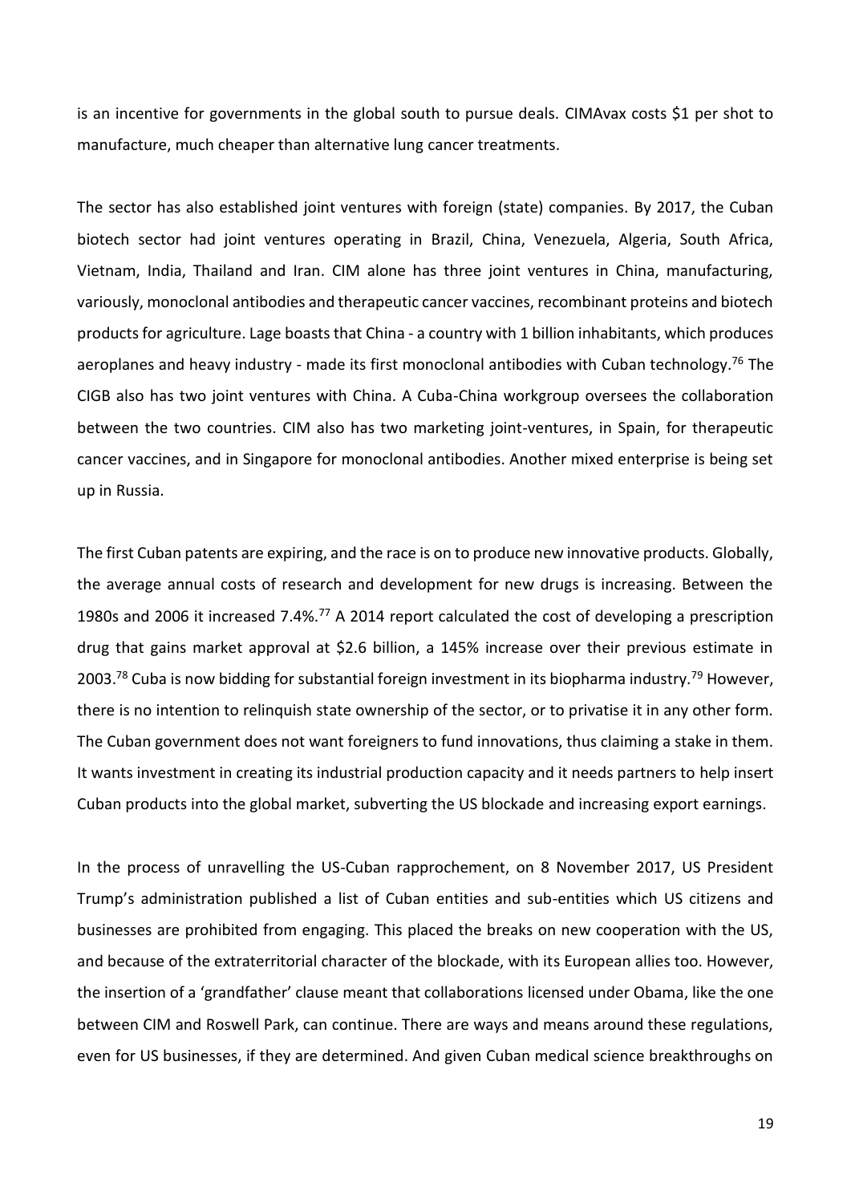is an incentive for governments in the global south to pursue deals. CIMAvax costs $1 per shot to manufacture, much cheaper than alternative lung cancer treatments.

The sector has also established joint ventures with foreign (state) companies. By 2017, the Cuban biotech sector had joint ventures operating in Brazil, China, Venezuela, Algeria, South Africa, Vietnam, India, Thailand and Iran. CIM alone has three joint ventures in China, manufacturing, variously, monoclonal antibodies and therapeutic cancer vaccines, recombinant proteins and biotech products for agriculture. Lage boasts that China - a country with 1 billion inhabitants, which produces aeroplanes and heavy industry - made its first monoclonal antibodies with Cuban technology.[76] The CIGB also has two joint ventures with China. A Cuba-China workgroup oversees the collaboration between the two countries. CIM also has two marketing joint-ventures, in Spain, for therapeutic cancer vaccines, and in Singapore for monoclonal antibodies. Another mixed enterprise is being set up in Russia.

The first Cuban patents are expiring, and the race is on to produce new innovative products. Globally, the average annual costs of research and development for new drugs is increasing. Between the 1980s and 2006 it increased 7.4%.[77] A 2014 report calculated the cost of developing a prescription drug that gains market approval at $2.6 billion, a 145% increase over their previous estimate in 2003.[78] Cuba is now bidding for substantial foreign investment in its biopharma industry.[79] However, there is no intention to relinquish state ownership of the sector, or to privatise it in any other form. The Cuban government does not want foreigners to fund innovations, thus claiming a stake in them. It wants investment in creating its industrial production capacity and it needs partners to help insert Cuban products into the global market, subverting the US blockade and increasing export earnings.

In the process of unravelling the US-Cuban rapprochement, on 8 November 2017, US President Trump's administration published a list of Cuban entities and sub-entities which US citizens and businesses are prohibited from engaging. This placed the breaks on new cooperation with the US, and because of the extraterritorial character of the blockade, with its European allies too. However, the insertion of a 'grandfather' clause meant that collaborations licensed under Obama, like the one between CIM and Roswell Park, can continue. There are ways and means around these regulations, even for US businesses, if they are determined. And given Cuban medical science breakthroughs on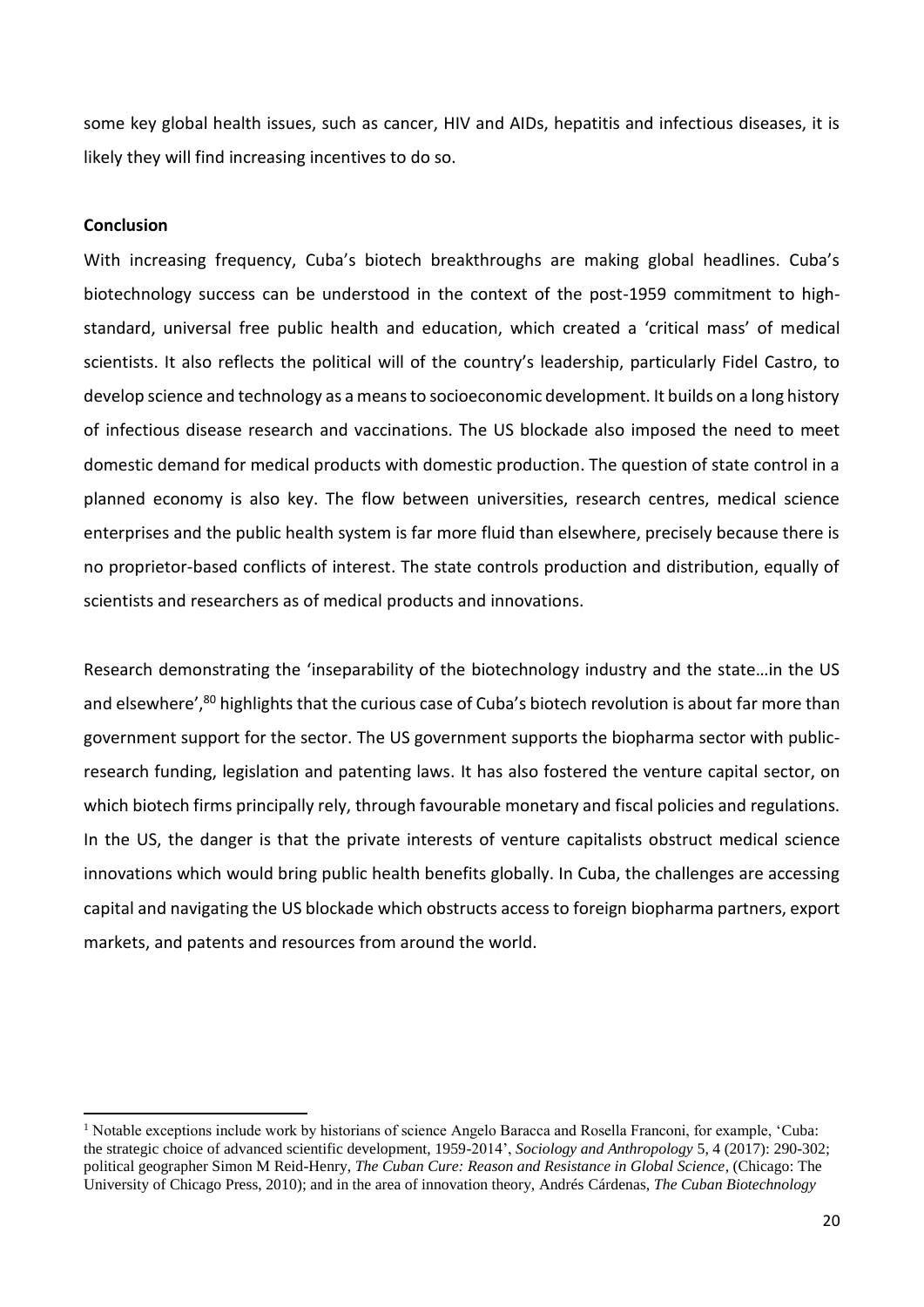some key global health issues, such as cancer, HIV and AIDs, hepatitis and infectious diseases, it is likely they will find increasing incentives to do so.

**Conclusion**

With increasing frequency, Cuba's biotech breakthroughs are making global headlines. Cuba's biotechnology success can be understood in the context of the post-1959 commitment to high-standard, universal free public health and education, which created a 'critical mass' of medical scientists. It also reflects the political will of the country's leadership, particularly Fidel Castro, to develop science and technology as a means to socioeconomic development. It builds on a long history of infectious disease research and vaccinations. The US blockade also imposed the need to meet domestic demand for medical products with domestic production. The question of state control in a planned economy is also key. The flow between universities, research centres, medical science enterprises and the public health system is far more fluid than elsewhere, precisely because there is no proprietor-based conflicts of interest. The state controls production and distribution, equally of scientists and researchers as of medical products and innovations.

Research demonstrating the 'inseparability of the biotechnology industry and the state…in the US and elsewhere',[80] highlights that the curious case of Cuba's biotech revolution is about far more than government support for the sector. The US government supports the biopharma sector with public-research funding, legislation and patenting laws. It has also fostered the venture capital sector, on which biotech firms principally rely, through favourable monetary and fiscal policies and regulations. In the US, the danger is that the private interests of venture capitalists obstruct medical science innovations which would bring public health benefits globally. In Cuba, the challenges are accessing capital and navigating the US blockade which obstructs access to foreign biopharma partners, export markets, and patents and resources from around the world.

---

[1] Notable exceptions include work by historians of science Angelo Baracca and Rosella Franconi, for example, 'Cuba: the strategic choice of advanced scientific development, 1959-2014', *Sociology and Anthropology* 5, 4 (2017): 290-302; political geographer Simon M Reid-Henry, *The Cuban Cure: Reason and Resistance in Global Science*, (Chicago: The University of Chicago Press, 2010); and in the area of innovation theory, Andrés Cárdenas, *The Cuban Biotechnology*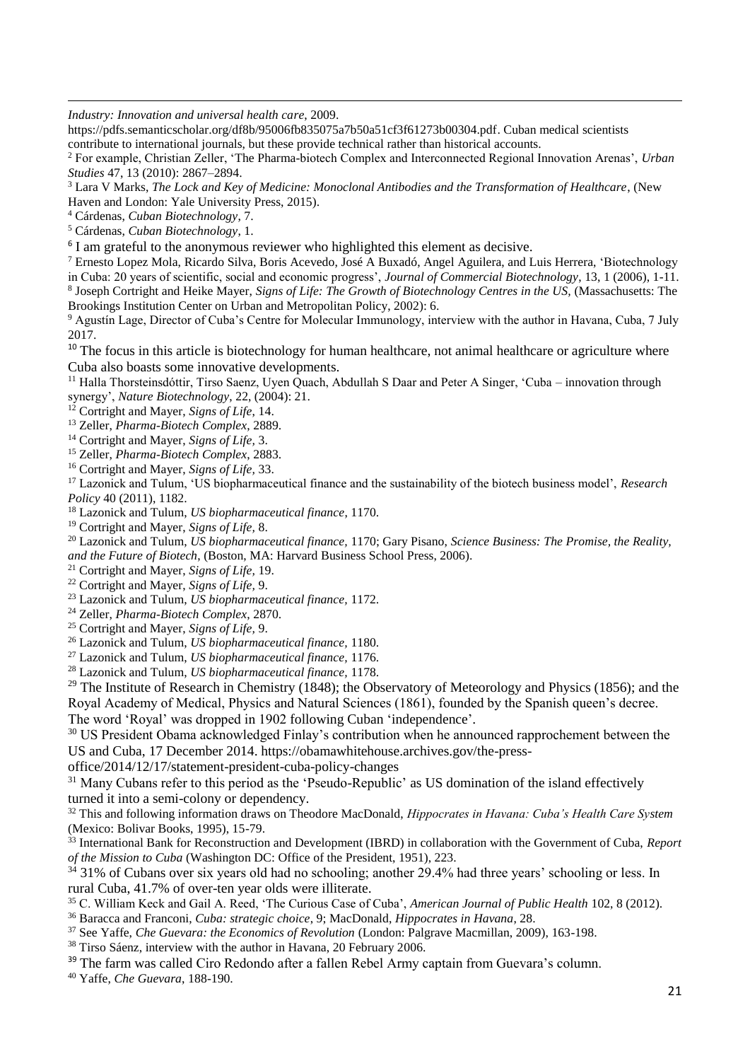*Industry: Innovation and universal health care*, 2009. https://pdfs.semanticscholar.org/df8b/95006fb835075a7b50a51cf3f61273b00304.pdf. Cuban medical scientists contribute to international journals, but these provide technical rather than historical accounts.

[2] For example, Christian Zeller, 'The Pharma-biotech Complex and Interconnected Regional Innovation Arenas', *Urban Studies* 47, 13 (2010): 2867–2894.

[3] Lara V Marks, *The Lock and Key of Medicine: Monoclonal Antibodies and the Transformation of Healthcare*, (New Haven and London: Yale University Press, 2015).

[4] Cárdenas, *Cuban Biotechnology*, 7.

[5] Cárdenas, *Cuban Biotechnology*, 1.

[6] I am grateful to the anonymous reviewer who highlighted this element as decisive.

[7] Ernesto Lopez Mola, Ricardo Silva, Boris Acevedo, José A Buxadó, Angel Aguilera, and Luis Herrera, 'Biotechnology in Cuba: 20 years of scientific, social and economic progress', *Journal of Commercial Biotechnology*, 13, 1 (2006), 1-11.

[8] Joseph Cortright and Heike Mayer, *Signs of Life: The Growth of Biotechnology Centres in the US*, (Massachusetts: The Brookings Institution Center on Urban and Metropolitan Policy, 2002): 6.

[9] Agustín Lage, Director of Cuba's Centre for Molecular Immunology, interview with the author in Havana, Cuba, 7 July 2017.

[10] The focus in this article is biotechnology for human healthcare, not animal healthcare or agriculture where Cuba also boasts some innovative developments.

[11] Halla Thorsteinsdóttir, Tirso Saenz, Uyen Quach, Abdullah S Daar and Peter A Singer, 'Cuba – innovation through synergy', *Nature Biotechnology*, 22, (2004): 21.

[12] Cortright and Mayer, *Signs of Life*, 14.

[13] Zeller, *Pharma-Biotech Complex*, 2889.

[14] Cortright and Mayer, *Signs of Life*, 3.

[15] Zeller, *Pharma-Biotech Complex*, 2883.

[16] Cortright and Mayer, *Signs of Life*, 33.

[17] Lazonick and Tulum, 'US biopharmaceutical finance and the sustainability of the biotech business model', *Research Policy* 40 (2011), 1182.

[18] Lazonick and Tulum, *US biopharmaceutical finance*, 1170.

[19] Cortright and Mayer, *Signs of Life*, 8.

[20] Lazonick and Tulum, *US biopharmaceutical finance*, 1170; Gary Pisano, *Science Business: The Promise, the Reality, and the Future of Biotech*, (Boston, MA: Harvard Business School Press, 2006).

[21] Cortright and Mayer, *Signs of Life*, 19.

[22] Cortright and Mayer, *Signs of Life*, 9.

[23] Lazonick and Tulum, *US biopharmaceutical finance*, 1172.

[24] Zeller, *Pharma-Biotech Complex*, 2870.

[25] Cortright and Mayer, *Signs of Life*, 9.

[26] Lazonick and Tulum, *US biopharmaceutical finance*, 1180.

[27] Lazonick and Tulum, *US biopharmaceutical finance*, 1176.

[28] Lazonick and Tulum, *US biopharmaceutical finance*, 1178.

[29] The Institute of Research in Chemistry (1848); the Observatory of Meteorology and Physics (1856); and the Royal Academy of Medical, Physics and Natural Sciences (1861), founded by the Spanish queen's decree. The word 'Royal' was dropped in 1902 following Cuban 'independence'.

[30] US President Obama acknowledged Finlay's contribution when he announced rapprochement between the US and Cuba, 17 December 2014. https://obamawhitehouse.archives.gov/the-press-office/2014/12/17/statement-president-cuba-policy-changes

[31] Many Cubans refer to this period as the 'Pseudo-Republic' as US domination of the island effectively turned it into a semi-colony or dependency.

[32] This and following information draws on Theodore MacDonald, *Hippocrates in Havana: Cuba's Health Care System* (Mexico: Bolivar Books, 1995), 15-79.

[33] International Bank for Reconstruction and Development (IBRD) in collaboration with the Government of Cuba, *Report of the Mission to Cuba* (Washington DC: Office of the President, 1951), 223.

[34] 31% of Cubans over six years old had no schooling; another 29.4% had three years' schooling or less. In rural Cuba, 41.7% of over-ten year olds were illiterate.

[35] C. William Keck and Gail A. Reed, 'The Curious Case of Cuba', *American Journal of Public Health* 102, 8 (2012).

[36] Baracca and Franconi, *Cuba: strategic choice*, 9; MacDonald, *Hippocrates in Havana*, 28.

[37] See Yaffe, *Che Guevara: the Economics of Revolution* (London: Palgrave Macmillan, 2009), 163-198.

[38] Tirso Sáenz, interview with the author in Havana, 20 February 2006.

[39] The farm was called Ciro Redondo after a fallen Rebel Army captain from Guevara's column.

[40] Yaffe, *Che Guevara*, 188-190.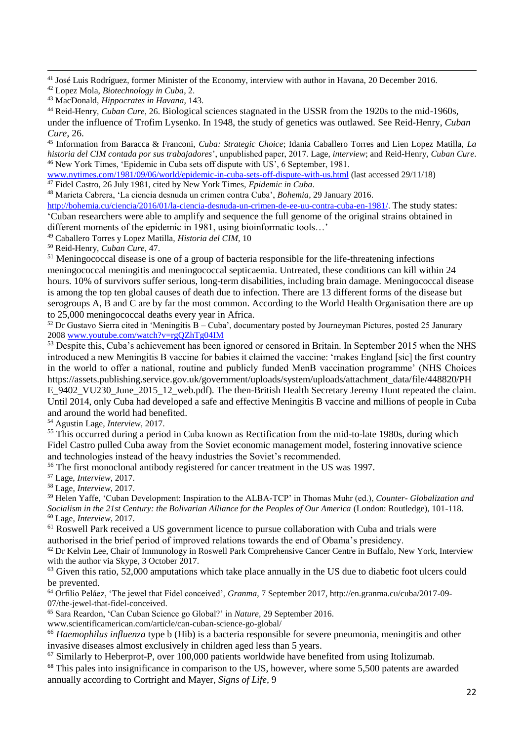[41] José Luis Rodríguez, former Minister of the Economy, interview with author in Havana, 20 December 2016.

[42] Lopez Mola, *Biotechnology in Cuba*, 2.

[43] MacDonald, *Hippocrates in Havana*, 143.

[44] Reid-Henry, *Cuban Cure*, 26. Biological sciences stagnated in the USSR from the 1920s to the mid-1960s, under the influence of Trofim Lysenko. In 1948, the study of genetics was outlawed. See Reid-Henry, *Cuban Cure*, 26.

[45] Information from Baracca & Franconi, *Cuba: Strategic Choice*; Idania Caballero Torres and Lien Lopez Matilla, *La historia del CIM contada por sus trabajadores*', unpublished paper, 2017. Lage, *interview*; and Reid-Henry, *Cuban Cure*.

[46] New York Times, 'Epidemic in Cuba sets off dispute with US', 6 September, 1981. www.nytimes.com/1981/09/06/world/epidemic-in-cuba-sets-off-dispute-with-us.html (last accessed 29/11/18)

[47] Fidel Castro, 26 July 1981, cited by New York Times, *Epidemic in Cuba*.

[48] Marieta Cabrera, 'La ciencia desnuda un crimen contra Cuba', *Bohemia*, 29 January 2016. http://bohemia.cu/ciencia/2016/01/la-ciencia-desnuda-un-crimen-de-ee-uu-contra-cuba-en-1981/. The study states: 'Cuban researchers were able to amplify and sequence the full genome of the original strains obtained in different moments of the epidemic in 1981, using bioinformatic tools…'

[49] Caballero Torres y Lopez Matilla, *Historia del CIM*, 10

[50] Reid-Henry, *Cuban Cure*, 47.

[51] Meningococcal disease is one of a group of bacteria responsible for the life-threatening infections meningococcal meningitis and meningococcal septicaemia. Untreated, these conditions can kill within 24 hours. 10% of survivors suffer serious, long-term disabilities, including brain damage. Meningococcal disease is among the top ten global causes of death due to infection. There are 13 different forms of the disease but serogroups A, B and C are by far the most common. According to the World Health Organisation there are up to 25,000 meningococcal deaths every year in Africa.

[52] Dr Gustavo Sierra cited in 'Meningitis B – Cuba', documentary posted by Journeyman Pictures, posted 25 Janurary 2008 www.youtube.com/watch?v=rgQZhTg04IM

[53] Despite this, Cuba's achievement has been ignored or censored in Britain. In September 2015 when the NHS introduced a new Meningitis B vaccine for babies it claimed the vaccine: 'makes England [sic] the first country in the world to offer a national, routine and publicly funded MenB vaccination programme' (NHS Choices https://assets.publishing.service.gov.uk/government/uploads/system/uploads/attachment_data/file/448820/PHE_9402_VU230_June_2015_12_web.pdf). The then-British Health Secretary Jeremy Hunt repeated the claim. Until 2014, only Cuba had developed a safe and effective Meningitis B vaccine and millions of people in Cuba and around the world had benefited.

[54] Agustin Lage, *Interview*, 2017.

[55] This occurred during a period in Cuba known as Rectification from the mid-to-late 1980s, during which Fidel Castro pulled Cuba away from the Soviet economic management model, fostering innovative science and technologies instead of the heavy industries the Soviet's recommended.

[56] The first monoclonal antibody registered for cancer treatment in the US was 1997.

[57] Lage, *Interview*, 2017.

[58] Lage, *Interview*, 2017.

[59] Helen Yaffe, 'Cuban Development: Inspiration to the ALBA-TCP' in Thomas Muhr (ed.), *Counter- Globalization and Socialism in the 21st Century: the Bolivarian Alliance for the Peoples of Our America* (London: Routledge), 101-118.

[60] Lage, *Interview*, 2017.

[61] Roswell Park received a US government licence to pursue collaboration with Cuba and trials were authorised in the brief period of improved relations towards the end of Obama's presidency.

[62] Dr Kelvin Lee, Chair of Immunology in Roswell Park Comprehensive Cancer Centre in Buffalo, New York, Interview with the author via Skype, 3 October 2017.

[63] Given this ratio, 52,000 amputations which take place annually in the US due to diabetic foot ulcers could be prevented.

[64] Orfilio Peláez, 'The jewel that Fidel conceived', *Granma*, 7 September 2017, http://en.granma.cu/cuba/2017-09-07/the-jewel-that-fidel-conceived.

[65] Sara Reardon, 'Can Cuban Science go Global?' in *Nature*, 29 September 2016. www.scientificamerican.com/article/can-cuban-science-go-global/

[66] *Haemophilus influenza* type b (Hib) is a bacteria responsible for severe pneumonia, meningitis and other invasive diseases almost exclusively in children aged less than 5 years.

[67] Similarly to Heberprot-P, over 100,000 patients worldwide have benefited from using Itolizumab.

[68] This pales into insignificance in comparison to the US, however, where some 5,500 patents are awarded annually according to Cortright and Mayer, *Signs of Life*, 9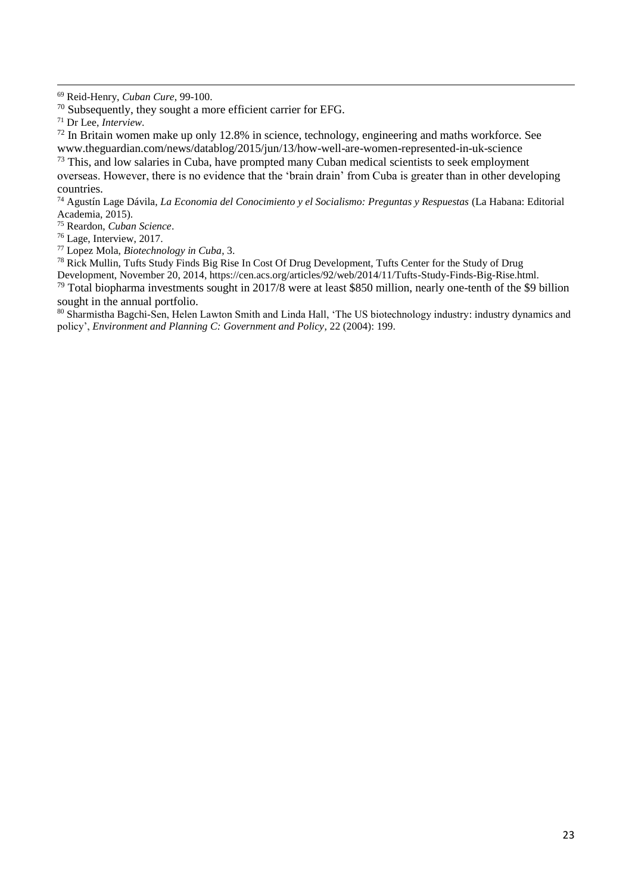[69] Reid-Henry, *Cuban Cure*, 99-100.

[70] Subsequently, they sought a more efficient carrier for EFG.

[71] Dr Lee, *Interview*.

[72] In Britain women make up only 12.8% in science, technology, engineering and maths workforce. See www.theguardian.com/news/datablog/2015/jun/13/how-well-are-women-represented-in-uk-science

[73] This, and low salaries in Cuba, have prompted many Cuban medical scientists to seek employment overseas. However, there is no evidence that the 'brain drain' from Cuba is greater than in other developing countries.

[74] Agustín Lage Dávila, *La Economia del Conocimiento y el Socialismo: Preguntas y Respuestas* (La Habana: Editorial Academia, 2015).

[75] Reardon, *Cuban Science*.

[76] Lage, Interview, 2017.

[77] Lopez Mola, *Biotechnology in Cuba*, 3.

[78] Rick Mullin, Tufts Study Finds Big Rise In Cost Of Drug Development, Tufts Center for the Study of Drug Development, November 20, 2014, https://cen.acs.org/articles/92/web/2014/11/Tufts-Study-Finds-Big-Rise.html.

[79] Total biopharma investments sought in 2017/8 were at least \$850 million, nearly one-tenth of the \$9 billion sought in the annual portfolio.

[80] Sharmistha Bagchi-Sen, Helen Lawton Smith and Linda Hall, 'The US biotechnology industry: industry dynamics and policy', *Environment and Planning C: Government and Policy*, 22 (2004): 199.